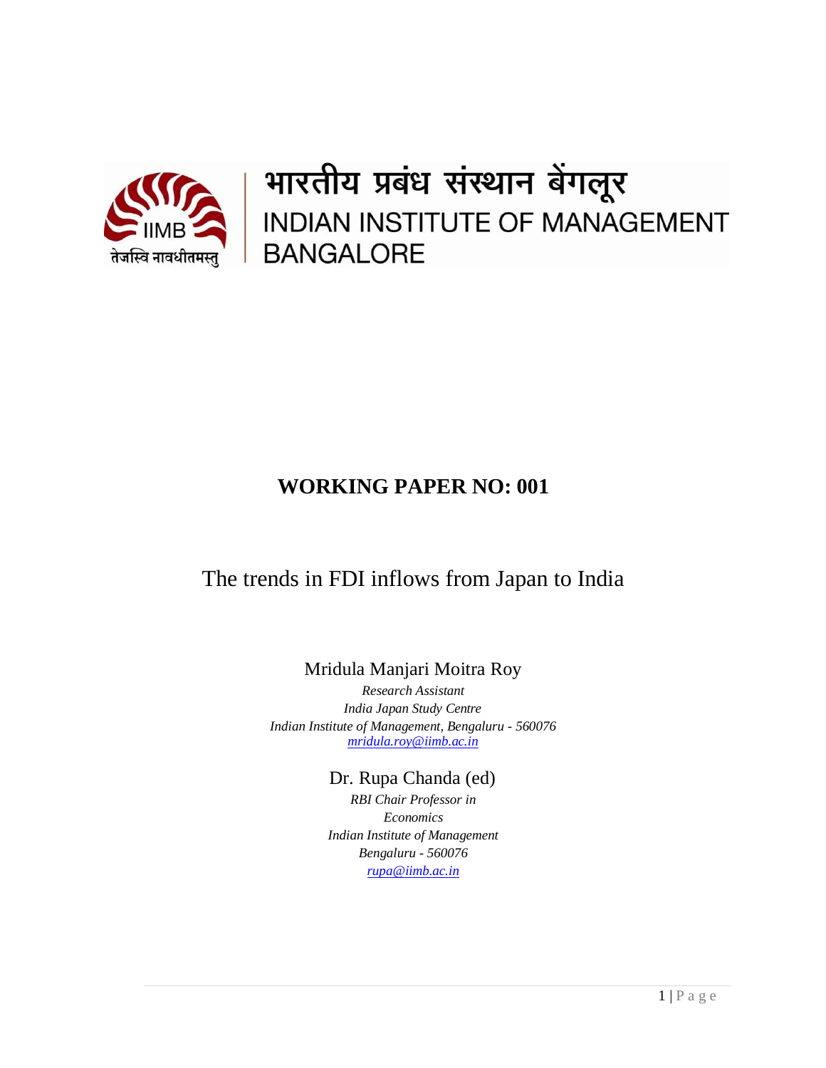भारतीय प्रबंध संस्थान बेंगलूर

INDIAN INSTITUTE OF MANAGEMENT BANGALORE

# WORKING PAPER NO: 001

## The trends in FDI inflows from Japan to India

Mridula Manjari Moitra Roy

*Research Assistant*
*India Japan Study Centre*
*Indian Institute of Management, Bengaluru - 560076*
*mridula.roy@iimb.ac.in*

Dr. Rupa Chanda (ed)

*RBI Chair Professor in Economics*
*Indian Institute of Management Bengaluru - 560076*
*rupa@iimb.ac.in*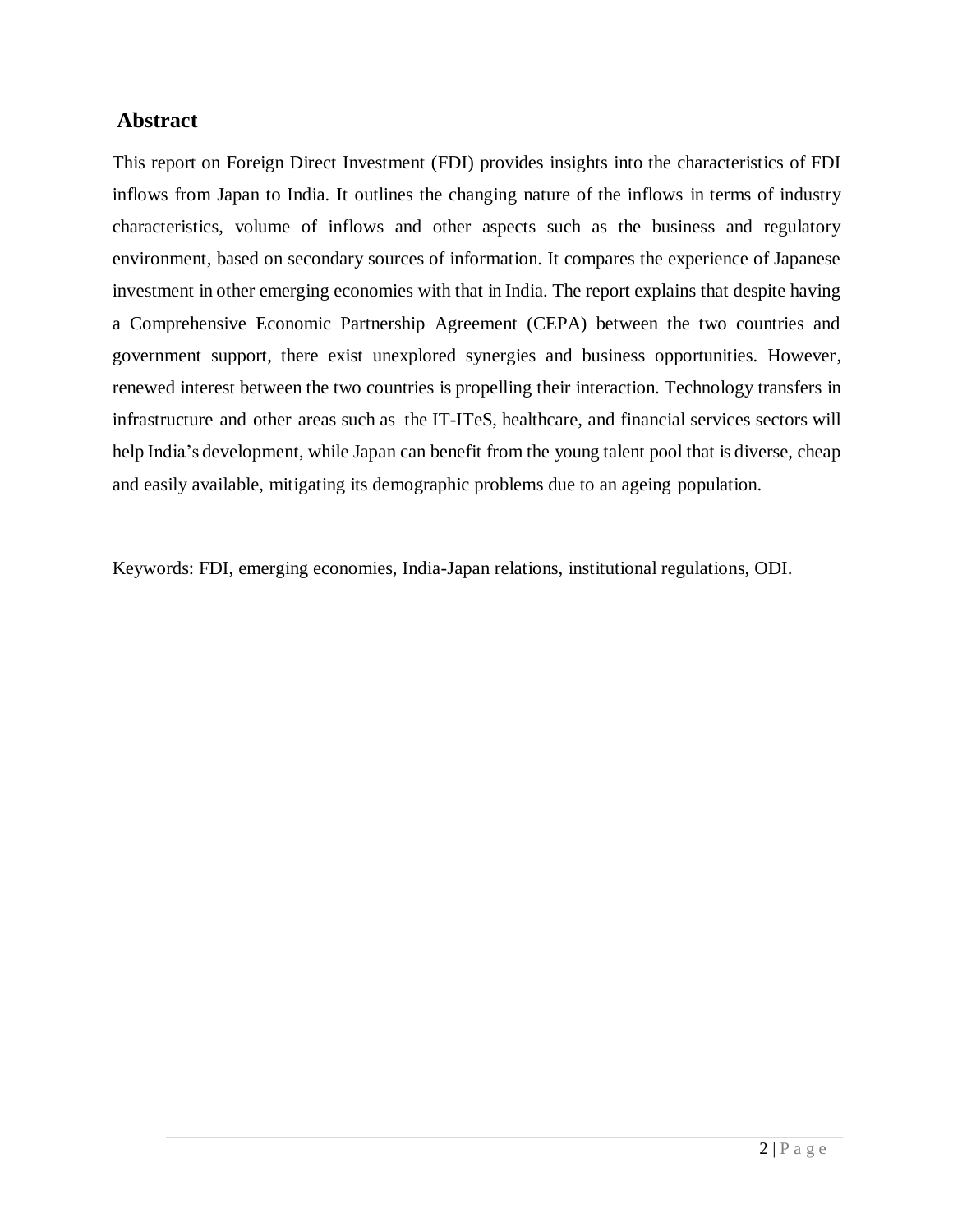## Abstract

This report on Foreign Direct Investment (FDI) provides insights into the characteristics of FDI inflows from Japan to India. It outlines the changing nature of the inflows in terms of industry characteristics, volume of inflows and other aspects such as the business and regulatory environment, based on secondary sources of information. It compares the experience of Japanese investment in other emerging economies with that in India. The report explains that despite having a Comprehensive Economic Partnership Agreement (CEPA) between the two countries and government support, there exist unexplored synergies and business opportunities. However, renewed interest between the two countries is propelling their interaction. Technology transfers in infrastructure and other areas such as the IT-ITeS, healthcare, and financial services sectors will help India's development, while Japan can benefit from the young talent pool that is diverse, cheap and easily available, mitigating its demographic problems due to an ageing population.

Keywords: FDI, emerging economies, India-Japan relations, institutional regulations, ODI.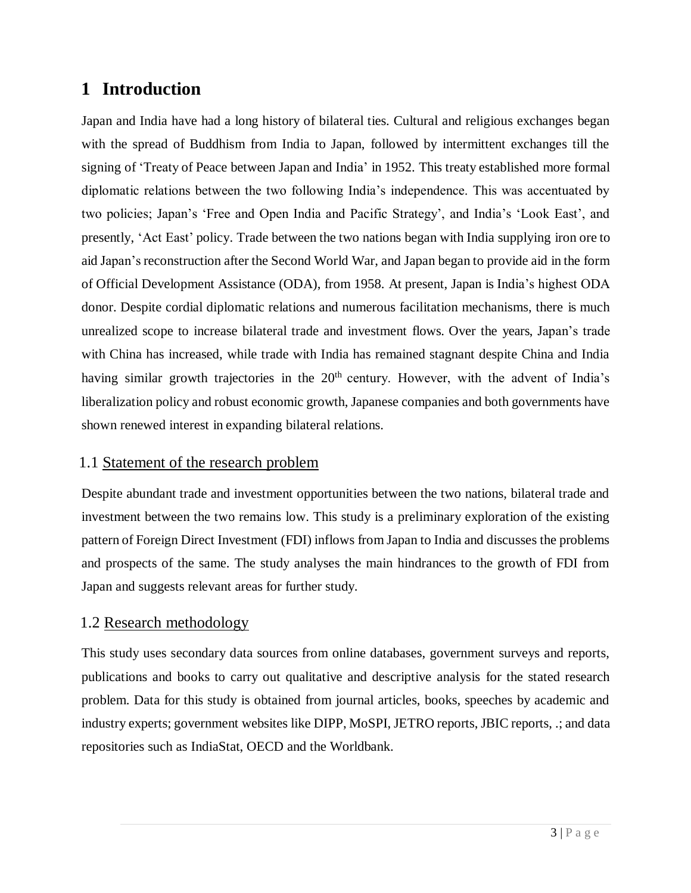# 1 Introduction

Japan and India have had a long history of bilateral ties. Cultural and religious exchanges began with the spread of Buddhism from India to Japan, followed by intermittent exchanges till the signing of 'Treaty of Peace between Japan and India' in 1952. This treaty established more formal diplomatic relations between the two following India's independence. This was accentuated by two policies; Japan's 'Free and Open India and Pacific Strategy', and India's 'Look East', and presently, 'Act East' policy. Trade between the two nations began with India supplying iron ore to aid Japan's reconstruction after the Second World War, and Japan began to provide aid in the form of Official Development Assistance (ODA), from 1958. At present, Japan is India's highest ODA donor. Despite cordial diplomatic relations and numerous facilitation mechanisms, there is much unrealized scope to increase bilateral trade and investment flows. Over the years, Japan's trade with China has increased, while trade with India has remained stagnant despite China and India having similar growth trajectories in the 20th century. However, with the advent of India's liberalization policy and robust economic growth, Japanese companies and both governments have shown renewed interest in expanding bilateral relations.

## 1.1 Statement of the research problem

Despite abundant trade and investment opportunities between the two nations, bilateral trade and investment between the two remains low. This study is a preliminary exploration of the existing pattern of Foreign Direct Investment (FDI) inflows from Japan to India and discusses the problems and prospects of the same. The study analyses the main hindrances to the growth of FDI from Japan and suggests relevant areas for further study.

## 1.2 Research methodology

This study uses secondary data sources from online databases, government surveys and reports, publications and books to carry out qualitative and descriptive analysis for the stated research problem. Data for this study is obtained from journal articles, books, speeches by academic and industry experts; government websites like DIPP, MoSPI, JETRO reports, JBIC reports, .; and data repositories such as IndiaStat, OECD and the Worldbank.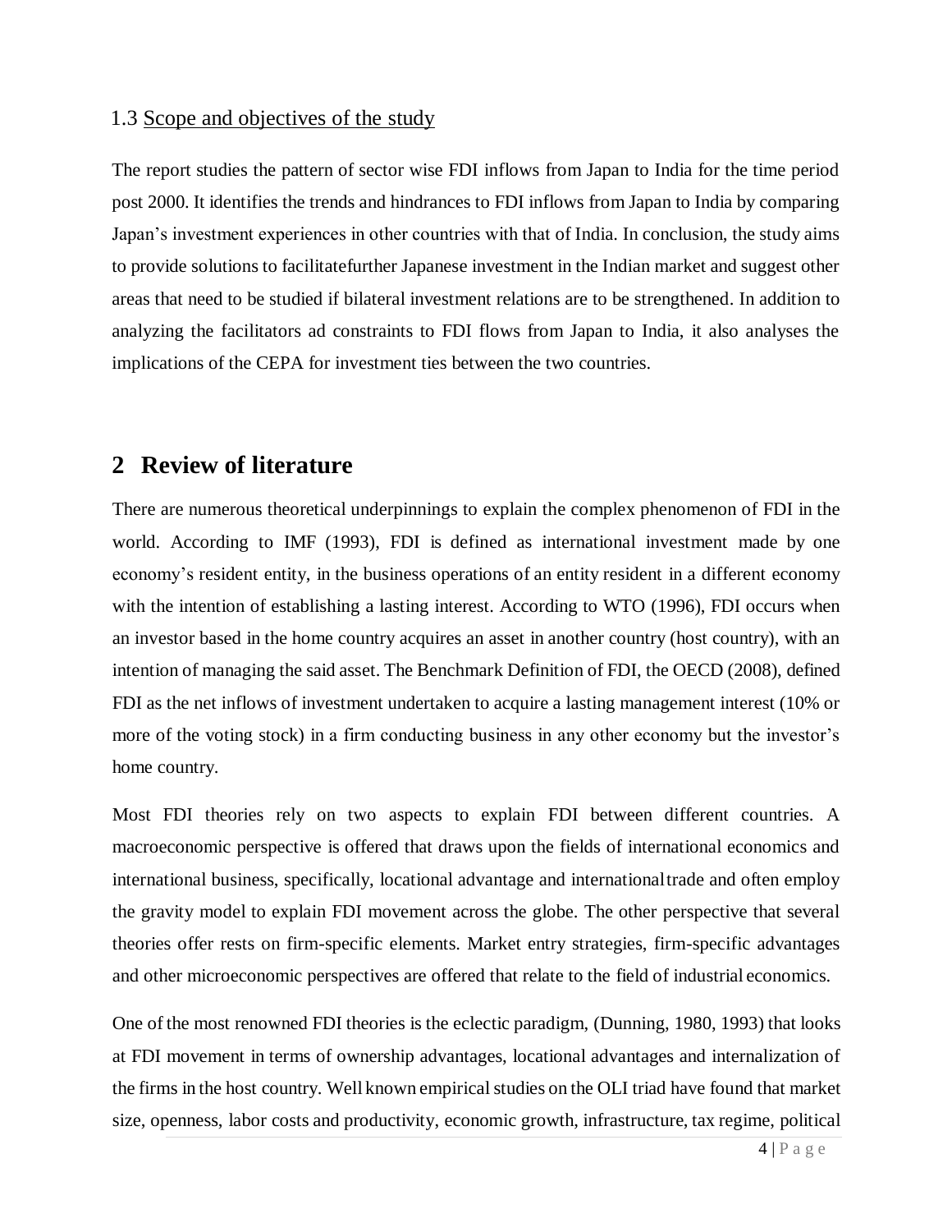### 1.3 Scope and objectives of the study

The report studies the pattern of sector wise FDI inflows from Japan to India for the time period post 2000. It identifies the trends and hindrances to FDI inflows from Japan to India by comparing Japan's investment experiences in other countries with that of India. In conclusion, the study aims to provide solutions to facilitatefurther Japanese investment in the Indian market and suggest other areas that need to be studied if bilateral investment relations are to be strengthened. In addition to analyzing the facilitators ad constraints to FDI flows from Japan to India, it also analyses the implications of the CEPA for investment ties between the two countries.

## 2 Review of literature

There are numerous theoretical underpinnings to explain the complex phenomenon of FDI in the world. According to IMF (1993), FDI is defined as international investment made by one economy's resident entity, in the business operations of an entity resident in a different economy with the intention of establishing a lasting interest. According to WTO (1996), FDI occurs when an investor based in the home country acquires an asset in another country (host country), with an intention of managing the said asset. The Benchmark Definition of FDI, the OECD (2008), defined FDI as the net inflows of investment undertaken to acquire a lasting management interest (10% or more of the voting stock) in a firm conducting business in any other economy but the investor's home country.

Most FDI theories rely on two aspects to explain FDI between different countries. A macroeconomic perspective is offered that draws upon the fields of international economics and international business, specifically, locational advantage and internationaltrade and often employ the gravity model to explain FDI movement across the globe. The other perspective that several theories offer rests on firm-specific elements. Market entry strategies, firm-specific advantages and other microeconomic perspectives are offered that relate to the field of industrial economics.

One of the most renowned FDI theories is the eclectic paradigm, (Dunning, 1980, 1993) that looks at FDI movement in terms of ownership advantages, locational advantages and internalization of the firms in the host country. Well known empirical studies on the OLI triad have found that market size, openness, labor costs and productivity, economic growth, infrastructure, tax regime, political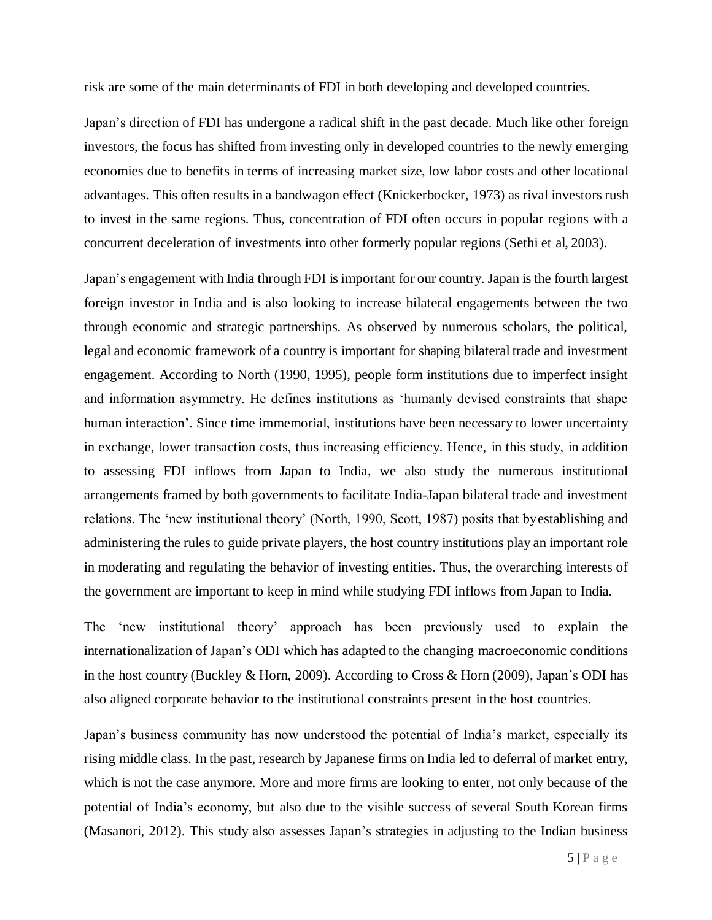risk are some of the main determinants of FDI in both developing and developed countries.

Japan's direction of FDI has undergone a radical shift in the past decade. Much like other foreign investors, the focus has shifted from investing only in developed countries to the newly emerging economies due to benefits in terms of increasing market size, low labor costs and other locational advantages. This often results in a bandwagon effect (Knickerbocker, 1973) as rival investors rush to invest in the same regions. Thus, concentration of FDI often occurs in popular regions with a concurrent deceleration of investments into other formerly popular regions (Sethi et al, 2003).

Japan's engagement with India through FDI is important for our country. Japan is the fourth largest foreign investor in India and is also looking to increase bilateral engagements between the two through economic and strategic partnerships. As observed by numerous scholars, the political, legal and economic framework of a country is important for shaping bilateral trade and investment engagement. According to North (1990, 1995), people form institutions due to imperfect insight and information asymmetry. He defines institutions as 'humanly devised constraints that shape human interaction'. Since time immemorial, institutions have been necessary to lower uncertainty in exchange, lower transaction costs, thus increasing efficiency. Hence, in this study, in addition to assessing FDI inflows from Japan to India, we also study the numerous institutional arrangements framed by both governments to facilitate India-Japan bilateral trade and investment relations. The 'new institutional theory' (North, 1990, Scott, 1987) posits that by establishing and administering the rules to guide private players, the host country institutions play an important role in moderating and regulating the behavior of investing entities. Thus, the overarching interests of the government are important to keep in mind while studying FDI inflows from Japan to India.

The 'new institutional theory' approach has been previously used to explain the internationalization of Japan's ODI which has adapted to the changing macroeconomic conditions in the host country (Buckley & Horn, 2009). According to Cross & Horn (2009), Japan's ODI has also aligned corporate behavior to the institutional constraints present in the host countries.

Japan's business community has now understood the potential of India's market, especially its rising middle class. In the past, research by Japanese firms on India led to deferral of market entry, which is not the case anymore. More and more firms are looking to enter, not only because of the potential of India's economy, but also due to the visible success of several South Korean firms (Masanori, 2012). This study also assesses Japan's strategies in adjusting to the Indian business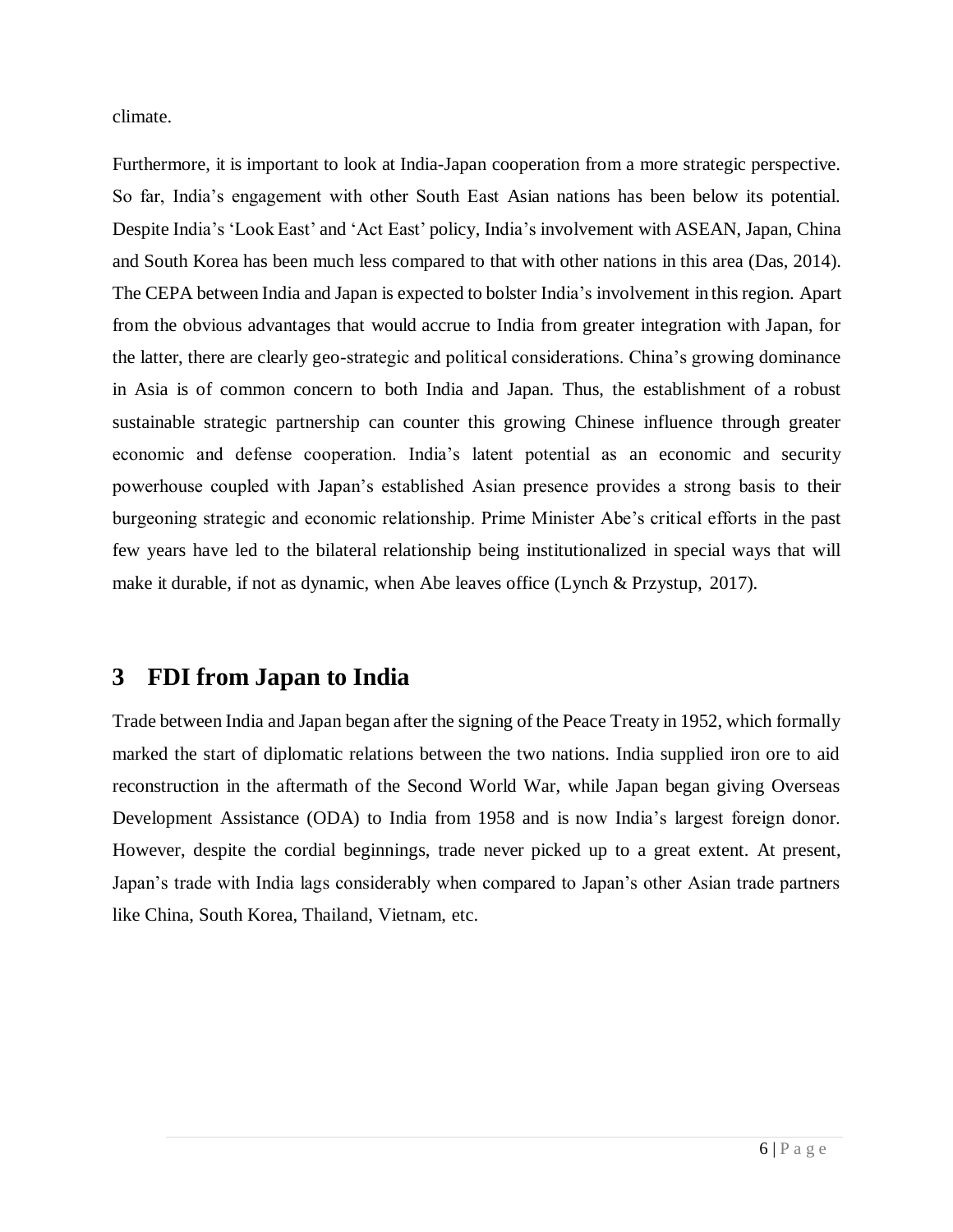climate.

Furthermore, it is important to look at India-Japan cooperation from a more strategic perspective. So far, India's engagement with other South East Asian nations has been below its potential. Despite India's 'Look East' and 'Act East' policy, India's involvement with ASEAN, Japan, China and South Korea has been much less compared to that with other nations in this area (Das, 2014). The CEPA between India and Japan is expected to bolster India's involvement in this region. Apart from the obvious advantages that would accrue to India from greater integration with Japan, for the latter, there are clearly geo-strategic and political considerations. China's growing dominance in Asia is of common concern to both India and Japan. Thus, the establishment of a robust sustainable strategic partnership can counter this growing Chinese influence through greater economic and defense cooperation. India's latent potential as an economic and security powerhouse coupled with Japan's established Asian presence provides a strong basis to their burgeoning strategic and economic relationship. Prime Minister Abe's critical efforts in the past few years have led to the bilateral relationship being institutionalized in special ways that will make it durable, if not as dynamic, when Abe leaves office (Lynch & Przystup, 2017).

# 3 FDI from Japan to India

Trade between India and Japan began after the signing of the Peace Treaty in 1952, which formally marked the start of diplomatic relations between the two nations. India supplied iron ore to aid reconstruction in the aftermath of the Second World War, while Japan began giving Overseas Development Assistance (ODA) to India from 1958 and is now India's largest foreign donor. However, despite the cordial beginnings, trade never picked up to a great extent. At present, Japan's trade with India lags considerably when compared to Japan's other Asian trade partners like China, South Korea, Thailand, Vietnam, etc.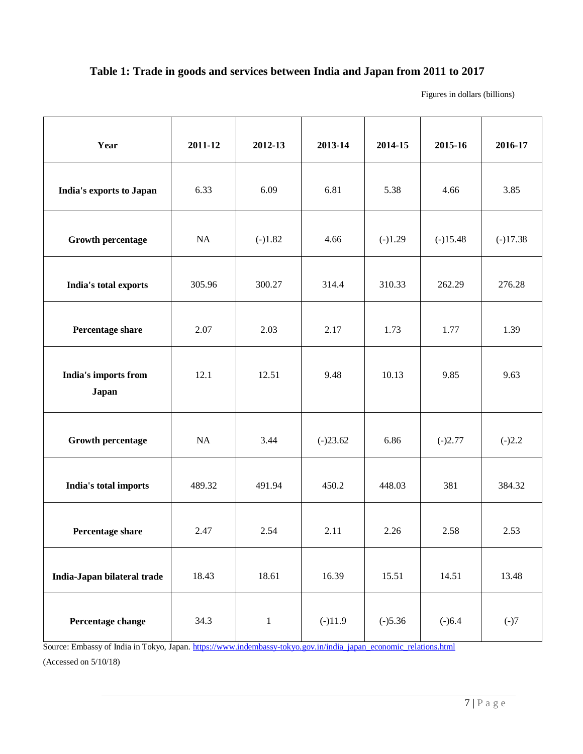**Table 1: Trade in goods and services between India and Japan from 2011 to 2017**

Figures in dollars (billions)

| Year | 2011-12 | 2012-13 | 2013-14 | 2014-15 | 2015-16 | 2016-17 |
|---|---|---|---|---|---|---|
| **India's exports to Japan** | 6.33 | 6.09 | 6.81 | 5.38 | 4.66 | 3.85 |
| **Growth percentage** | NA | (-)1.82 | 4.66 | (-)1.29 | (-)15.48 | (-)17.38 |
| **India's total exports** | 305.96 | 300.27 | 314.4 | 310.33 | 262.29 | 276.28 |
| **Percentage share** | 2.07 | 2.03 | 2.17 | 1.73 | 1.77 | 1.39 |
| **India's imports from Japan** | 12.1 | 12.51 | 9.48 | 10.13 | 9.85 | 9.63 |
| **Growth percentage** | NA | 3.44 | (-)23.62 | 6.86 | (-)2.77 | (-)2.2 |
| **India's total imports** | 489.32 | 491.94 | 450.2 | 448.03 | 381 | 384.32 |
| **Percentage share** | 2.47 | 2.54 | 2.11 | 2.26 | 2.58 | 2.53 |
| **India-Japan bilateral trade** | 18.43 | 18.61 | 16.39 | 15.51 | 14.51 | 13.48 |
| **Percentage change** | 34.3 | 1 | (-)11.9 | (-)5.36 | (-)6.4 | (-)7 |

Source: Embassy of India in Tokyo, Japan. https://www.indembassy-tokyo.gov.in/india_japan_economic_relations.html

(Accessed on 5/10/18)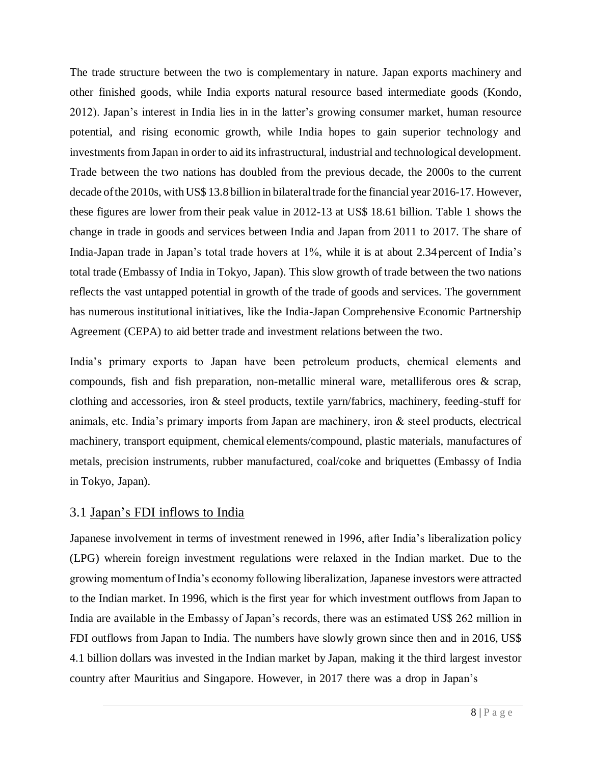The trade structure between the two is complementary in nature. Japan exports machinery and other finished goods, while India exports natural resource based intermediate goods (Kondo, 2012). Japan's interest in India lies in in the latter's growing consumer market, human resource potential, and rising economic growth, while India hopes to gain superior technology and investments from Japan in order to aid its infrastructural, industrial and technological development. Trade between the two nations has doubled from the previous decade, the 2000s to the current decade of the 2010s, with US$ 13.8 billion in bilateral trade for the financial year 2016-17. However, these figures are lower from their peak value in 2012-13 at US$ 18.61 billion. Table 1 shows the change in trade in goods and services between India and Japan from 2011 to 2017. The share of India-Japan trade in Japan's total trade hovers at 1%, while it is at about 2.34 percent of India's total trade (Embassy of India in Tokyo, Japan). This slow growth of trade between the two nations reflects the vast untapped potential in growth of the trade of goods and services. The government has numerous institutional initiatives, like the India-Japan Comprehensive Economic Partnership Agreement (CEPA) to aid better trade and investment relations between the two.

India's primary exports to Japan have been petroleum products, chemical elements and compounds, fish and fish preparation, non-metallic mineral ware, metalliferous ores & scrap, clothing and accessories, iron & steel products, textile yarn/fabrics, machinery, feeding-stuff for animals, etc. India's primary imports from Japan are machinery, iron & steel products, electrical machinery, transport equipment, chemical elements/compound, plastic materials, manufactures of metals, precision instruments, rubber manufactured, coal/coke and briquettes (Embassy of India in Tokyo, Japan).

## 3.1 Japan's FDI inflows to India

Japanese involvement in terms of investment renewed in 1996, after India's liberalization policy (LPG) wherein foreign investment regulations were relaxed in the Indian market. Due to the growing momentum of India's economy following liberalization, Japanese investors were attracted to the Indian market. In 1996, which is the first year for which investment outflows from Japan to India are available in the Embassy of Japan's records, there was an estimated US$ 262 million in FDI outflows from Japan to India. The numbers have slowly grown since then and in 2016, US$ 4.1 billion dollars was invested in the Indian market by Japan, making it the third largest investor country after Mauritius and Singapore. However, in 2017 there was a drop in Japan's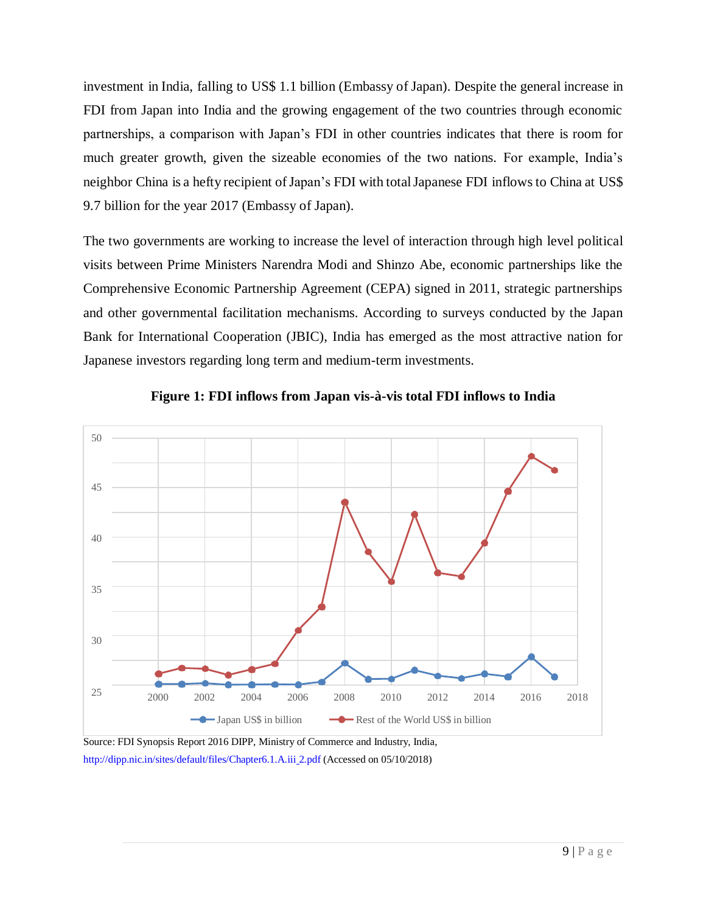investment in India, falling to US$ 1.1 billion (Embassy of Japan). Despite the general increase in FDI from Japan into India and the growing engagement of the two countries through economic partnerships, a comparison with Japan's FDI in other countries indicates that there is room for much greater growth, given the sizeable economies of the two nations. For example, India's neighbor China is a hefty recipient of Japan's FDI with total Japanese FDI inflows to China at US$ 9.7 billion for the year 2017 (Embassy of Japan).

The two governments are working to increase the level of interaction through high level political visits between Prime Ministers Narendra Modi and Shinzo Abe, economic partnerships like the Comprehensive Economic Partnership Agreement (CEPA) signed in 2011, strategic partnerships and other governmental facilitation mechanisms. According to surveys conducted by the Japan Bank for International Cooperation (JBIC), India has emerged as the most attractive nation for Japanese investors regarding long term and medium-term investments.

**Figure 1: FDI inflows from Japan vis-à-vis total FDI inflows to India**

Source: FDI Synopsis Report 2016 DIPP, Ministry of Commerce and Industry, India, http://dipp.nic.in/sites/default/files/Chapter6.1.A.iii_2.pdf (Accessed on 05/10/2018)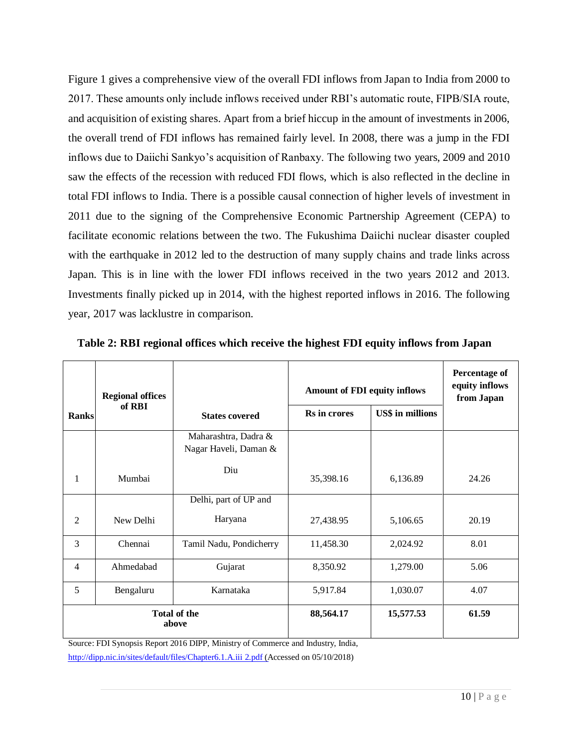Figure 1 gives a comprehensive view of the overall FDI inflows from Japan to India from 2000 to 2017. These amounts only include inflows received under RBI's automatic route, FIPB/SIA route, and acquisition of existing shares. Apart from a brief hiccup in the amount of investments in 2006, the overall trend of FDI inflows has remained fairly level. In 2008, there was a jump in the FDI inflows due to Daiichi Sankyo's acquisition of Ranbaxy. The following two years, 2009 and 2010 saw the effects of the recession with reduced FDI flows, which is also reflected in the decline in total FDI inflows to India. There is a possible causal connection of higher levels of investment in 2011 due to the signing of the Comprehensive Economic Partnership Agreement (CEPA) to facilitate economic relations between the two. The Fukushima Daiichi nuclear disaster coupled with the earthquake in 2012 led to the destruction of many supply chains and trade links across Japan. This is in line with the lower FDI inflows received in the two years 2012 and 2013. Investments finally picked up in 2014, with the highest reported inflows in 2016. The following year, 2017 was lacklustre in comparison.

**Table 2: RBI regional offices which receive the highest FDI equity inflows from Japan**

| Ranks | Regional offices of RBI | States covered | Amount of FDI equity inflows | | Percentage of equity inflows from Japan |
|---|---|---|---|---|---|
| | | | Rs in crores | US$ in millions | |
| 1 | Mumbai | Maharashtra, Dadra & Nagar Haveli, Daman & Diu | 35,398.16 | 6,136.89 | 24.26 |
| 2 | New Delhi | Delhi, part of UP and Haryana | 27,438.95 | 5,106.65 | 20.19 |
| 3 | Chennai | Tamil Nadu, Pondicherry | 11,458.30 | 2,024.92 | 8.01 |
| 4 | Ahmedabad | Gujarat | 8,350.92 | 1,279.00 | 5.06 |
| 5 | Bengaluru | Karnataka | 5,917.84 | 1,030.07 | 4.07 |
| **Total of the above** | | | **88,564.17** | **15,577.53** | **61.59** |

Source: FDI Synopsis Report 2016 DIPP, Ministry of Commerce and Industry, India, http://dipp.nic.in/sites/default/files/Chapter6.1.A.iii 2.pdf (Accessed on 05/10/2018)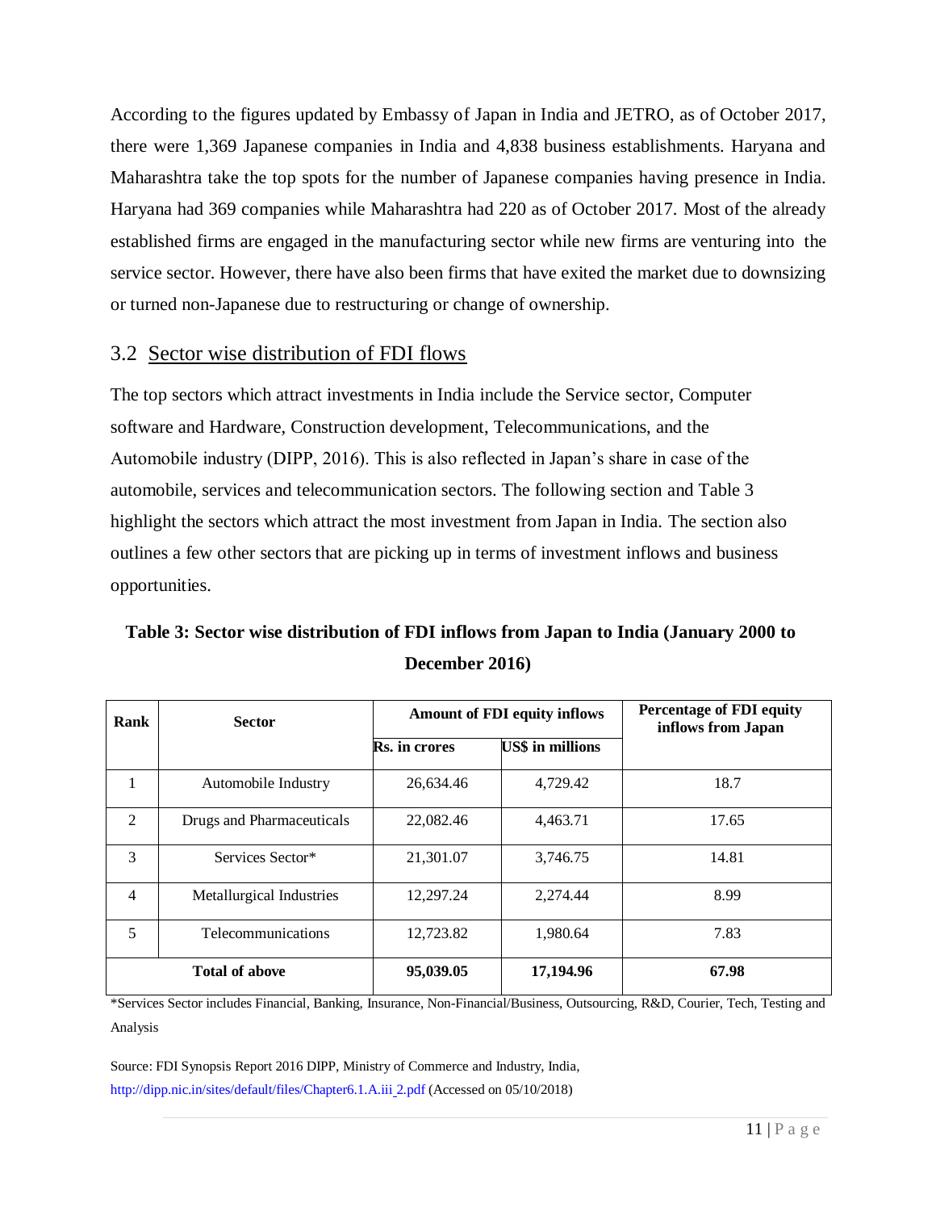According to the figures updated by Embassy of Japan in India and JETRO, as of October 2017, there were 1,369 Japanese companies in India and 4,838 business establishments. Haryana and Maharashtra take the top spots for the number of Japanese companies having presence in India. Haryana had 369 companies while Maharashtra had 220 as of October 2017. Most of the already established firms are engaged in the manufacturing sector while new firms are venturing into the service sector. However, there have also been firms that have exited the market due to downsizing or turned non-Japanese due to restructuring or change of ownership.

## 3.2 Sector wise distribution of FDI flows

The top sectors which attract investments in India include the Service sector, Computer software and Hardware, Construction development, Telecommunications, and the Automobile industry (DIPP, 2016). This is also reflected in Japan's share in case of the automobile, services and telecommunication sectors. The following section and Table 3 highlight the sectors which attract the most investment from Japan in India. The section also outlines a few other sectors that are picking up in terms of investment inflows and business opportunities.

**Table 3: Sector wise distribution of FDI inflows from Japan to India (January 2000 to December 2016)**

| Rank | Sector | Amount of FDI equity inflows | | Percentage of FDI equity inflows from Japan |
|---|---|---|---|---|
| | | Rs. in crores | US$ in millions | |
| 1 | Automobile Industry | 26,634.46 | 4,729.42 | 18.7 |
| 2 | Drugs and Pharmaceuticals | 22,082.46 | 4,463.71 | 17.65 |
| 3 | Services Sector* | 21,301.07 | 3,746.75 | 14.81 |
| 4 | Metallurgical Industries | 12,297.24 | 2,274.44 | 8.99 |
| 5 | Telecommunications | 12,723.82 | 1,980.64 | 7.83 |
| **Total of above** | | **95,039.05** | **17,194.96** | **67.98** |

*Services Sector includes Financial, Banking, Insurance, Non-Financial/Business, Outsourcing, R&D, Courier, Tech, Testing and Analysis

Source: FDI Synopsis Report 2016 DIPP, Ministry of Commerce and Industry, India, http://dipp.nic.in/sites/default/files/Chapter6.1.A.iii_2.pdf (Accessed on 05/10/2018)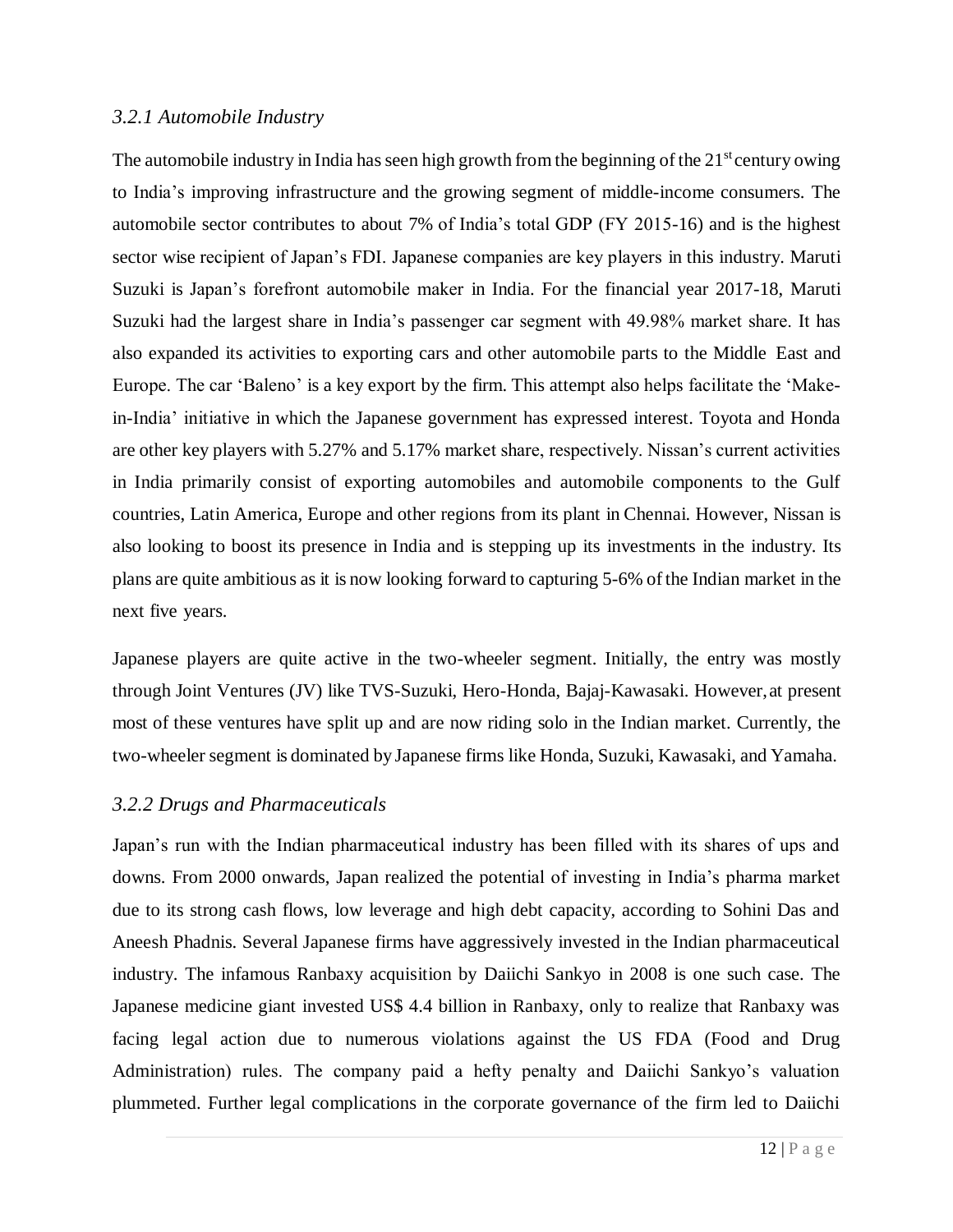### *3.2.1 Automobile Industry*

The automobile industry in India has seen high growth from the beginning of the 21st century owing to India's improving infrastructure and the growing segment of middle-income consumers. The automobile sector contributes to about 7% of India's total GDP (FY 2015-16) and is the highest sector wise recipient of Japan's FDI. Japanese companies are key players in this industry. Maruti Suzuki is Japan's forefront automobile maker in India. For the financial year 2017-18, Maruti Suzuki had the largest share in India's passenger car segment with 49.98% market share. It has also expanded its activities to exporting cars and other automobile parts to the Middle East and Europe. The car 'Baleno' is a key export by the firm. This attempt also helps facilitate the 'Make-in-India' initiative in which the Japanese government has expressed interest. Toyota and Honda are other key players with 5.27% and 5.17% market share, respectively. Nissan's current activities in India primarily consist of exporting automobiles and automobile components to the Gulf countries, Latin America, Europe and other regions from its plant in Chennai. However, Nissan is also looking to boost its presence in India and is stepping up its investments in the industry. Its plans are quite ambitious as it is now looking forward to capturing 5-6% of the Indian market in the next five years.

Japanese players are quite active in the two-wheeler segment. Initially, the entry was mostly through Joint Ventures (JV) like TVS-Suzuki, Hero-Honda, Bajaj-Kawasaki. However, at present most of these ventures have split up and are now riding solo in the Indian market. Currently, the two-wheeler segment is dominated by Japanese firms like Honda, Suzuki, Kawasaki, and Yamaha.

### *3.2.2 Drugs and Pharmaceuticals*

Japan's run with the Indian pharmaceutical industry has been filled with its shares of ups and downs. From 2000 onwards, Japan realized the potential of investing in India's pharma market due to its strong cash flows, low leverage and high debt capacity, according to Sohini Das and Aneesh Phadnis. Several Japanese firms have aggressively invested in the Indian pharmaceutical industry. The infamous Ranbaxy acquisition by Daiichi Sankyo in 2008 is one such case. The Japanese medicine giant invested US$ 4.4 billion in Ranbaxy, only to realize that Ranbaxy was facing legal action due to numerous violations against the US FDA (Food and Drug Administration) rules. The company paid a hefty penalty and Daiichi Sankyo's valuation plummeted. Further legal complications in the corporate governance of the firm led to Daiichi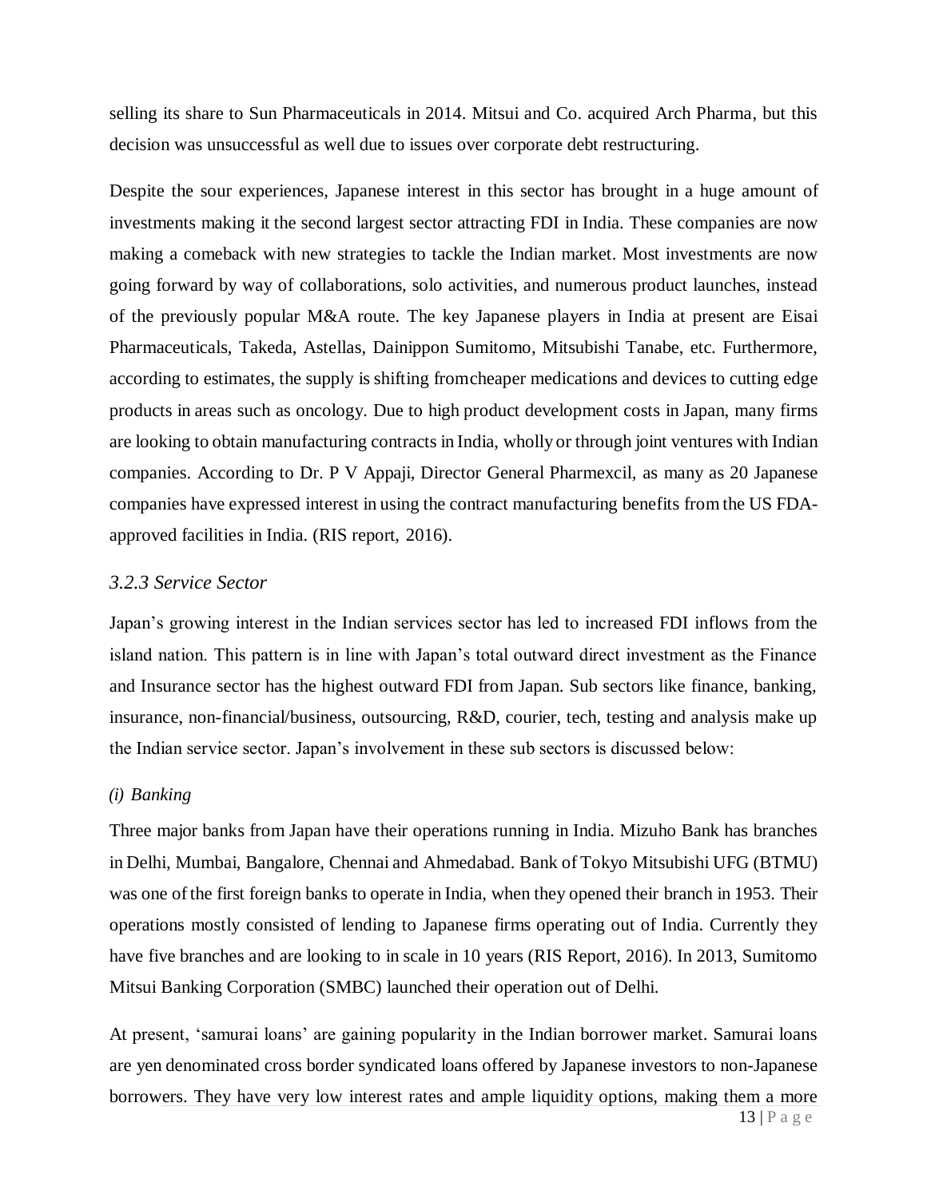selling its share to Sun Pharmaceuticals in 2014. Mitsui and Co. acquired Arch Pharma, but this decision was unsuccessful as well due to issues over corporate debt restructuring.

Despite the sour experiences, Japanese interest in this sector has brought in a huge amount of investments making it the second largest sector attracting FDI in India. These companies are now making a comeback with new strategies to tackle the Indian market. Most investments are now going forward by way of collaborations, solo activities, and numerous product launches, instead of the previously popular M&A route. The key Japanese players in India at present are Eisai Pharmaceuticals, Takeda, Astellas, Dainippon Sumitomo, Mitsubishi Tanabe, etc. Furthermore, according to estimates, the supply is shifting fromcheaper medications and devices to cutting edge products in areas such as oncology. Due to high product development costs in Japan, many firms are looking to obtain manufacturing contracts in India, wholly or through joint ventures with Indian companies. According to Dr. P V Appaji, Director General Pharmexcil, as many as 20 Japanese companies have expressed interest in using the contract manufacturing benefits from the US FDA-approved facilities in India. (RIS report, 2016).

### *3.2.3 Service Sector*

Japan's growing interest in the Indian services sector has led to increased FDI inflows from the island nation. This pattern is in line with Japan's total outward direct investment as the Finance and Insurance sector has the highest outward FDI from Japan. Sub sectors like finance, banking, insurance, non-financial/business, outsourcing, R&D, courier, tech, testing and analysis make up the Indian service sector. Japan's involvement in these sub sectors is discussed below:

*(i) Banking*

Three major banks from Japan have their operations running in India. Mizuho Bank has branches in Delhi, Mumbai, Bangalore, Chennai and Ahmedabad. Bank of Tokyo Mitsubishi UFG (BTMU) was one of the first foreign banks to operate in India, when they opened their branch in 1953. Their operations mostly consisted of lending to Japanese firms operating out of India. Currently they have five branches and are looking to in scale in 10 years (RIS Report, 2016). In 2013, Sumitomo Mitsui Banking Corporation (SMBC) launched their operation out of Delhi.

At present, 'samurai loans' are gaining popularity in the Indian borrower market. Samurai loans are yen denominated cross border syndicated loans offered by Japanese investors to non-Japanese borrowers. They have very low interest rates and ample liquidity options, making them a more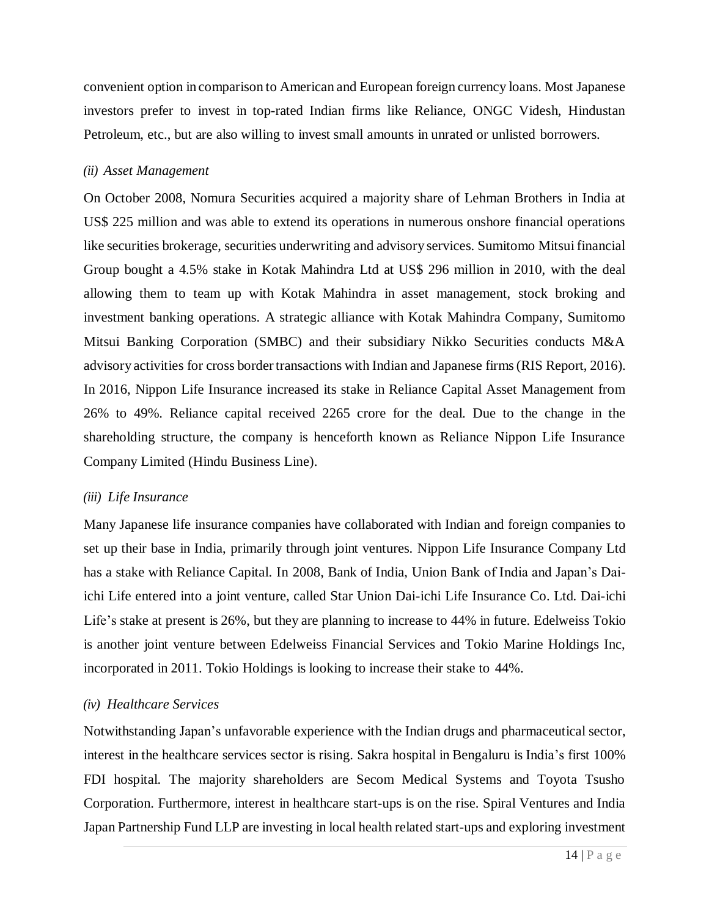convenient option in comparison to American and European foreign currency loans. Most Japanese investors prefer to invest in top-rated Indian firms like Reliance, ONGC Videsh, Hindustan Petroleum, etc., but are also willing to invest small amounts in unrated or unlisted borrowers.

*(ii) Asset Management*

On October 2008, Nomura Securities acquired a majority share of Lehman Brothers in India at US$ 225 million and was able to extend its operations in numerous onshore financial operations like securities brokerage, securities underwriting and advisory services. Sumitomo Mitsui financial Group bought a 4.5% stake in Kotak Mahindra Ltd at US$ 296 million in 2010, with the deal allowing them to team up with Kotak Mahindra in asset management, stock broking and investment banking operations. A strategic alliance with Kotak Mahindra Company, Sumitomo Mitsui Banking Corporation (SMBC) and their subsidiary Nikko Securities conducts M&A advisory activities for cross border transactions with Indian and Japanese firms (RIS Report, 2016). In 2016, Nippon Life Insurance increased its stake in Reliance Capital Asset Management from 26% to 49%. Reliance capital received 2265 crore for the deal. Due to the change in the shareholding structure, the company is henceforth known as Reliance Nippon Life Insurance Company Limited (Hindu Business Line).

*(iii) Life Insurance*

Many Japanese life insurance companies have collaborated with Indian and foreign companies to set up their base in India, primarily through joint ventures. Nippon Life Insurance Company Ltd has a stake with Reliance Capital. In 2008, Bank of India, Union Bank of India and Japan's Dai-ichi Life entered into a joint venture, called Star Union Dai-ichi Life Insurance Co. Ltd. Dai-ichi Life's stake at present is 26%, but they are planning to increase to 44% in future. Edelweiss Tokio is another joint venture between Edelweiss Financial Services and Tokio Marine Holdings Inc, incorporated in 2011. Tokio Holdings is looking to increase their stake to 44%.

*(iv) Healthcare Services*

Notwithstanding Japan's unfavorable experience with the Indian drugs and pharmaceutical sector, interest in the healthcare services sector is rising. Sakra hospital in Bengaluru is India's first 100% FDI hospital. The majority shareholders are Secom Medical Systems and Toyota Tsusho Corporation. Furthermore, interest in healthcare start-ups is on the rise. Spiral Ventures and India Japan Partnership Fund LLP are investing in local health related start-ups and exploring investment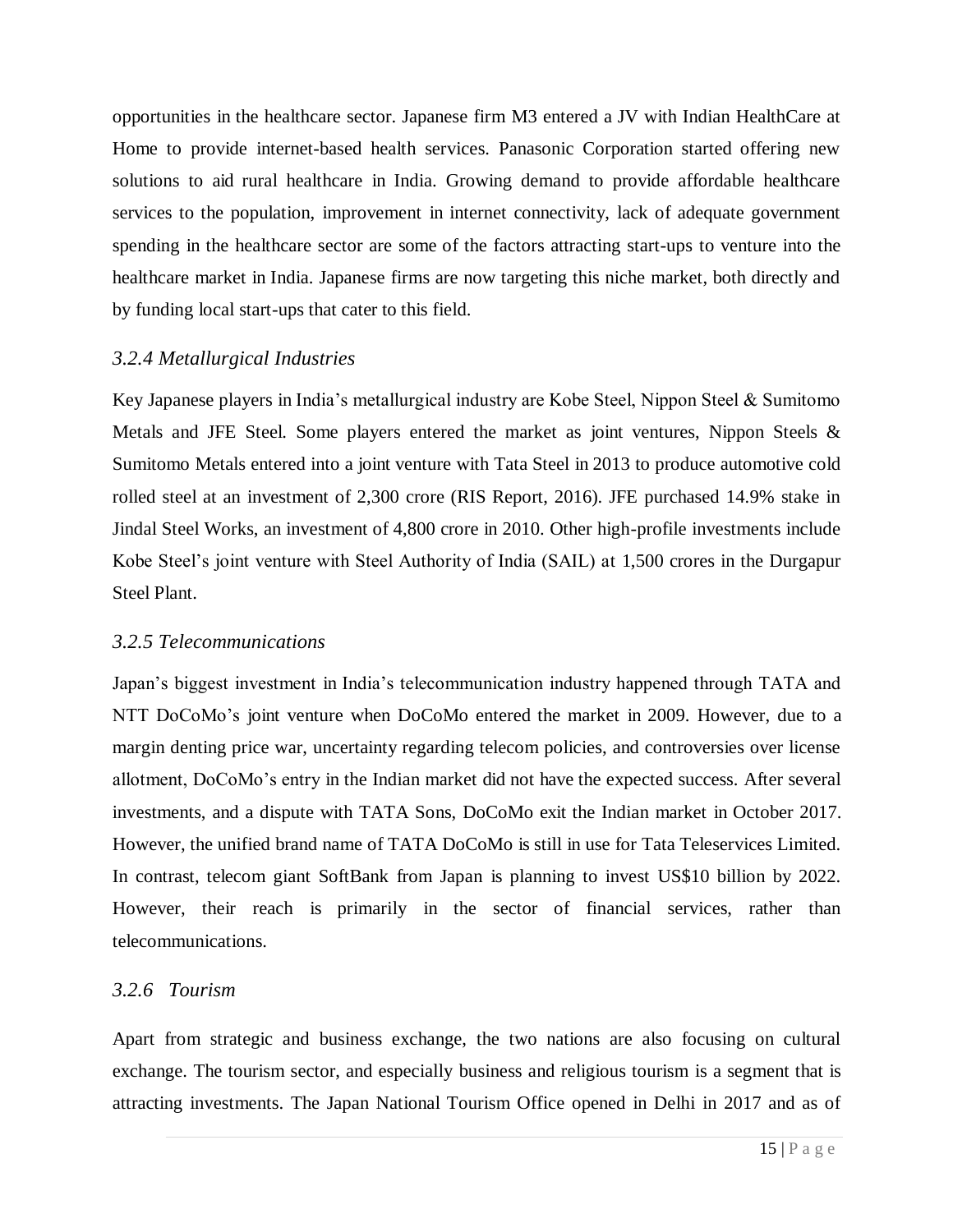opportunities in the healthcare sector. Japanese firm M3 entered a JV with Indian HealthCare at Home to provide internet-based health services. Panasonic Corporation started offering new solutions to aid rural healthcare in India. Growing demand to provide affordable healthcare services to the population, improvement in internet connectivity, lack of adequate government spending in the healthcare sector are some of the factors attracting start-ups to venture into the healthcare market in India. Japanese firms are now targeting this niche market, both directly and by funding local start-ups that cater to this field.

### *3.2.4 Metallurgical Industries*

Key Japanese players in India's metallurgical industry are Kobe Steel, Nippon Steel & Sumitomo Metals and JFE Steel. Some players entered the market as joint ventures, Nippon Steels & Sumitomo Metals entered into a joint venture with Tata Steel in 2013 to produce automotive cold rolled steel at an investment of 2,300 crore (RIS Report, 2016). JFE purchased 14.9% stake in Jindal Steel Works, an investment of 4,800 crore in 2010. Other high-profile investments include Kobe Steel's joint venture with Steel Authority of India (SAIL) at 1,500 crores in the Durgapur Steel Plant.

### *3.2.5 Telecommunications*

Japan's biggest investment in India's telecommunication industry happened through TATA and NTT DoCoMo's joint venture when DoCoMo entered the market in 2009. However, due to a margin denting price war, uncertainty regarding telecom policies, and controversies over license allotment, DoCoMo's entry in the Indian market did not have the expected success. After several investments, and a dispute with TATA Sons, DoCoMo exit the Indian market in October 2017. However, the unified brand name of TATA DoCoMo is still in use for Tata Teleservices Limited. In contrast, telecom giant SoftBank from Japan is planning to invest US$10 billion by 2022. However, their reach is primarily in the sector of financial services, rather than telecommunications.

### *3.2.6 Tourism*

Apart from strategic and business exchange, the two nations are also focusing on cultural exchange. The tourism sector, and especially business and religious tourism is a segment that is attracting investments. The Japan National Tourism Office opened in Delhi in 2017 and as of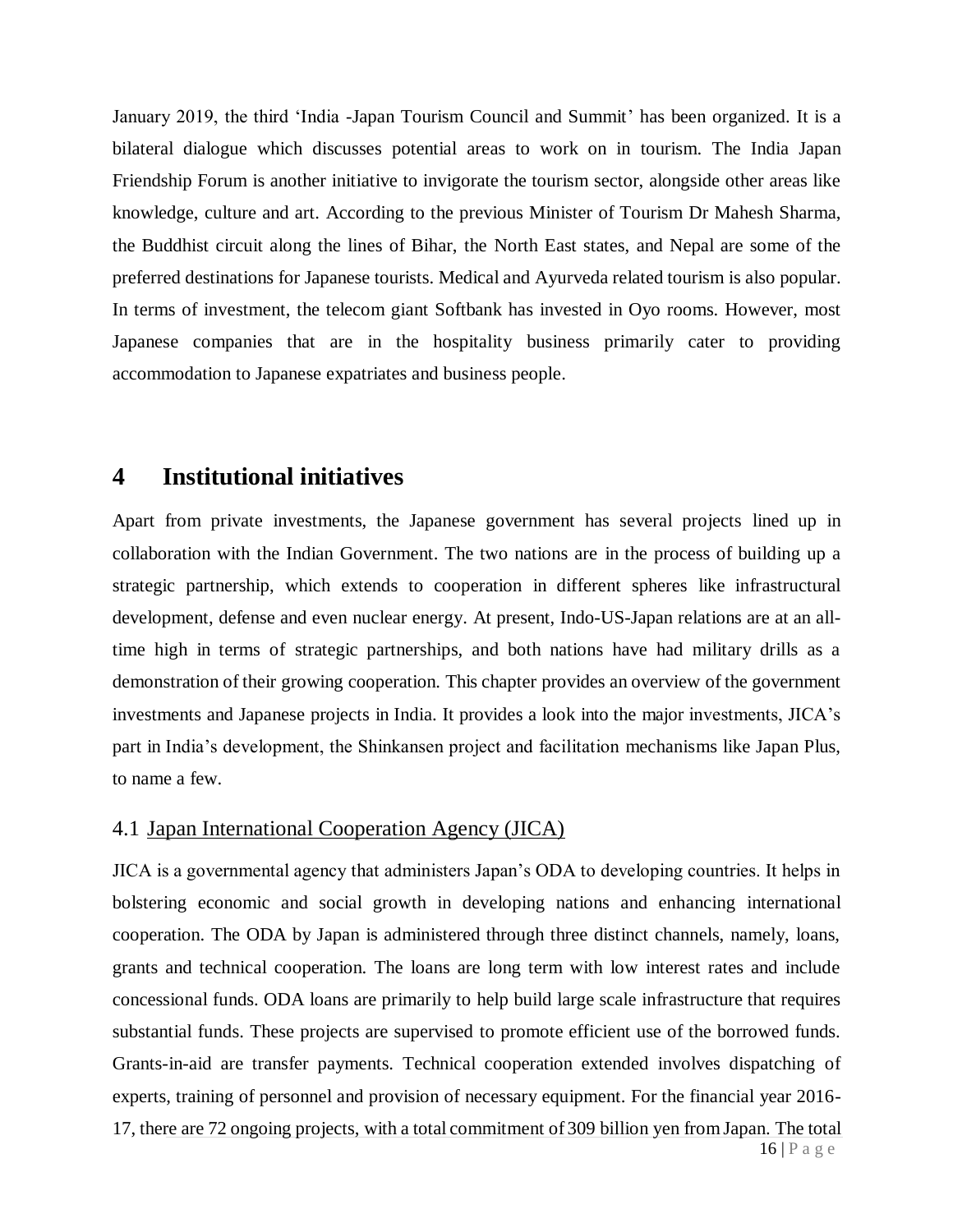January 2019, the third 'India -Japan Tourism Council and Summit' has been organized. It is a bilateral dialogue which discusses potential areas to work on in tourism. The India Japan Friendship Forum is another initiative to invigorate the tourism sector, alongside other areas like knowledge, culture and art. According to the previous Minister of Tourism Dr Mahesh Sharma, the Buddhist circuit along the lines of Bihar, the North East states, and Nepal are some of the preferred destinations for Japanese tourists. Medical and Ayurveda related tourism is also popular. In terms of investment, the telecom giant Softbank has invested in Oyo rooms. However, most Japanese companies that are in the hospitality business primarily cater to providing accommodation to Japanese expatriates and business people.

# 4 Institutional initiatives

Apart from private investments, the Japanese government has several projects lined up in collaboration with the Indian Government. The two nations are in the process of building up a strategic partnership, which extends to cooperation in different spheres like infrastructural development, defense and even nuclear energy. At present, Indo-US-Japan relations are at an all-time high in terms of strategic partnerships, and both nations have had military drills as a demonstration of their growing cooperation. This chapter provides an overview of the government investments and Japanese projects in India. It provides a look into the major investments, JICA's part in India's development, the Shinkansen project and facilitation mechanisms like Japan Plus, to name a few.

## 4.1 Japan International Cooperation Agency (JICA)

JICA is a governmental agency that administers Japan's ODA to developing countries. It helps in bolstering economic and social growth in developing nations and enhancing international cooperation. The ODA by Japan is administered through three distinct channels, namely, loans, grants and technical cooperation. The loans are long term with low interest rates and include concessional funds. ODA loans are primarily to help build large scale infrastructure that requires substantial funds. These projects are supervised to promote efficient use of the borrowed funds. Grants-in-aid are transfer payments. Technical cooperation extended involves dispatching of experts, training of personnel and provision of necessary equipment. For the financial year 2016-17, there are 72 ongoing projects, with a total commitment of 309 billion yen from Japan. The total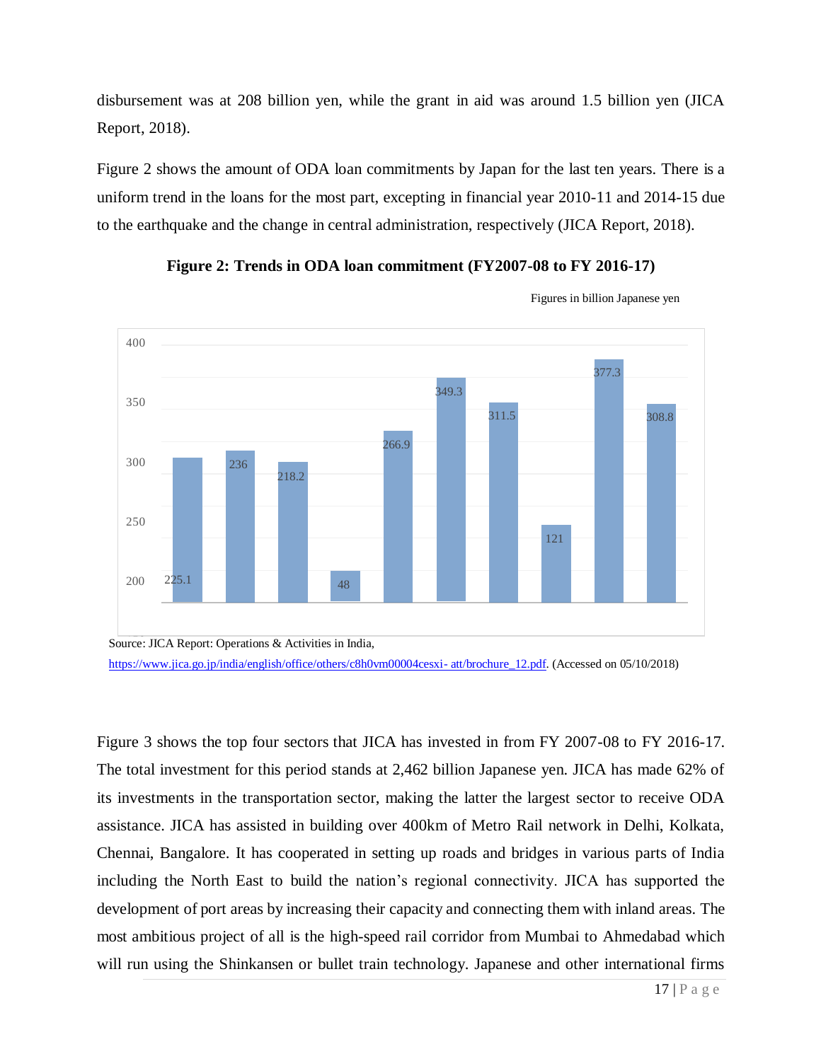disbursement was at 208 billion yen, while the grant in aid was around 1.5 billion yen (JICA Report, 2018).

Figure 2 shows the amount of ODA loan commitments by Japan for the last ten years. There is a uniform trend in the loans for the most part, excepting in financial year 2010-11 and 2014-15 due to the earthquake and the change in central administration, respectively (JICA Report, 2018).

**Figure 2: Trends in ODA loan commitment (FY2007-08 to FY 2016-17)**

Figures in billion Japanese yen

| Bar | Value |
|---|---|
| 1 | 225.1 |
| 2 | 236 |
| 3 | 218.2 |
| 4 | 48 |
| 5 | 266.9 |
| 6 | 349.3 |
| 7 | 311.5 |
| 8 | 121 |
| 9 | 377.3 |
| 10 | 308.8 |

Source: JICA Report: Operations & Activities in India, https://www.jica.go.jp/india/english/office/others/c8h0vm00004cesxi- att/brochure_12.pdf. (Accessed on 05/10/2018)

Figure 3 shows the top four sectors that JICA has invested in from FY 2007-08 to FY 2016-17. The total investment for this period stands at 2,462 billion Japanese yen. JICA has made 62% of its investments in the transportation sector, making the latter the largest sector to receive ODA assistance. JICA has assisted in building over 400km of Metro Rail network in Delhi, Kolkata, Chennai, Bangalore. It has cooperated in setting up roads and bridges in various parts of India including the North East to build the nation's regional connectivity. JICA has supported the development of port areas by increasing their capacity and connecting them with inland areas. The most ambitious project of all is the high-speed rail corridor from Mumbai to Ahmedabad which will run using the Shinkansen or bullet train technology. Japanese and other international firms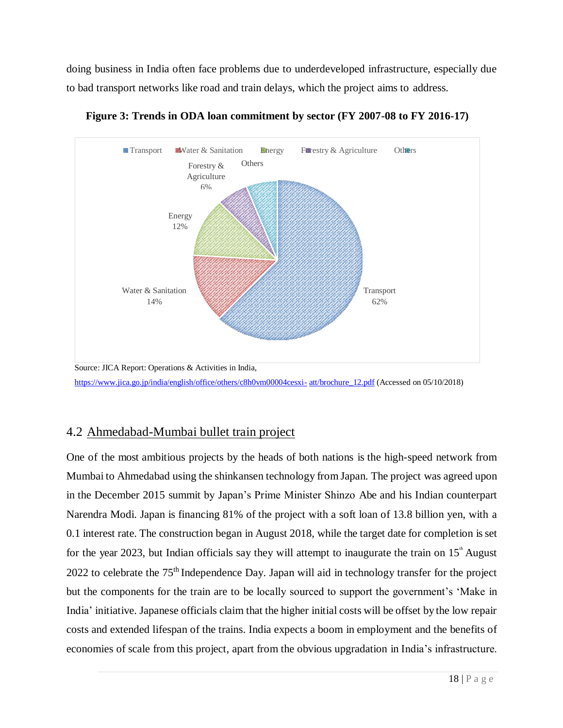doing business in India often face problems due to underdeveloped infrastructure, especially due to bad transport networks like road and train delays, which the project aims to address.

**Figure 3: Trends in ODA loan commitment by sector (FY 2007-08 to FY 2016-17)**

Source: JICA Report: Operations & Activities in India, https://www.jica.go.jp/india/english/office/others/c8h0vm00004cesxi- att/brochure_12.pdf (Accessed on 05/10/2018)

## 4.2 Ahmedabad-Mumbai bullet train project

One of the most ambitious projects by the heads of both nations is the high-speed network from Mumbai to Ahmedabad using the shinkansen technology from Japan. The project was agreed upon in the December 2015 summit by Japan's Prime Minister Shinzo Abe and his Indian counterpart Narendra Modi. Japan is financing 81% of the project with a soft loan of 13.8 billion yen, with a 0.1 interest rate. The construction began in August 2018, while the target date for completion is set for the year 2023, but Indian officials say they will attempt to inaugurate the train on 15th August 2022 to celebrate the 75th Independence Day. Japan will aid in technology transfer for the project but the components for the train are to be locally sourced to support the government's 'Make in India' initiative. Japanese officials claim that the higher initial costs will be offset by the low repair costs and extended lifespan of the trains. India expects a boom in employment and the benefits of economies of scale from this project, apart from the obvious upgradation in India's infrastructure.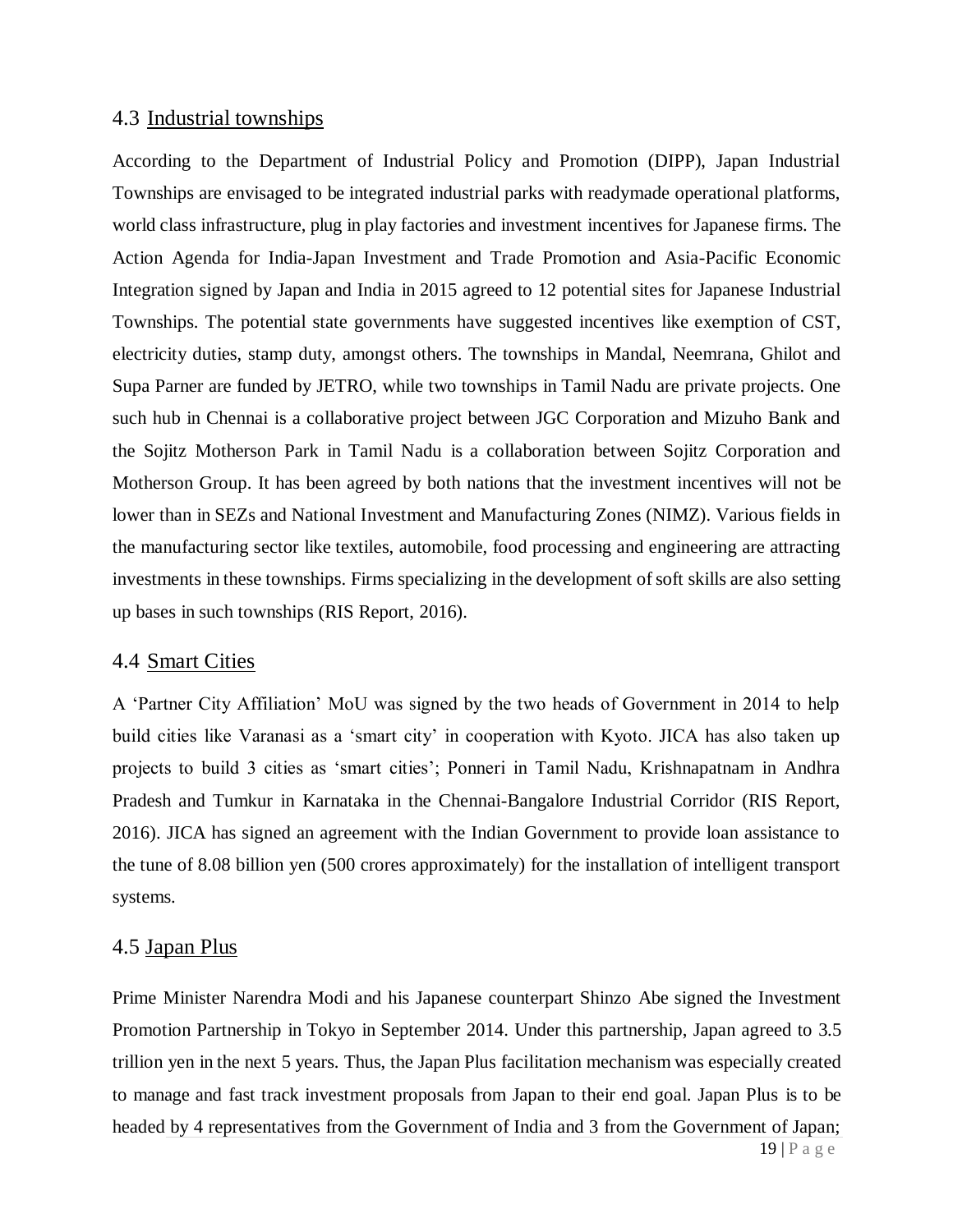## 4.3 Industrial townships

According to the Department of Industrial Policy and Promotion (DIPP), Japan Industrial Townships are envisaged to be integrated industrial parks with readymade operational platforms, world class infrastructure, plug in play factories and investment incentives for Japanese firms. The Action Agenda for India-Japan Investment and Trade Promotion and Asia-Pacific Economic Integration signed by Japan and India in 2015 agreed to 12 potential sites for Japanese Industrial Townships. The potential state governments have suggested incentives like exemption of CST, electricity duties, stamp duty, amongst others. The townships in Mandal, Neemrana, Ghilot and Supa Parner are funded by JETRO, while two townships in Tamil Nadu are private projects. One such hub in Chennai is a collaborative project between JGC Corporation and Mizuho Bank and the Sojitz Motherson Park in Tamil Nadu is a collaboration between Sojitz Corporation and Motherson Group. It has been agreed by both nations that the investment incentives will not be lower than in SEZs and National Investment and Manufacturing Zones (NIMZ). Various fields in the manufacturing sector like textiles, automobile, food processing and engineering are attracting investments in these townships. Firms specializing in the development of soft skills are also setting up bases in such townships (RIS Report, 2016).

## 4.4 Smart Cities

A 'Partner City Affiliation' MoU was signed by the two heads of Government in 2014 to help build cities like Varanasi as a 'smart city' in cooperation with Kyoto. JICA has also taken up projects to build 3 cities as 'smart cities'; Ponneri in Tamil Nadu, Krishnapatnam in Andhra Pradesh and Tumkur in Karnataka in the Chennai-Bangalore Industrial Corridor (RIS Report, 2016). JICA has signed an agreement with the Indian Government to provide loan assistance to the tune of 8.08 billion yen (500 crores approximately) for the installation of intelligent transport systems.

## 4.5 Japan Plus

Prime Minister Narendra Modi and his Japanese counterpart Shinzo Abe signed the Investment Promotion Partnership in Tokyo in September 2014. Under this partnership, Japan agreed to 3.5 trillion yen in the next 5 years. Thus, the Japan Plus facilitation mechanism was especially created to manage and fast track investment proposals from Japan to their end goal. Japan Plus is to be headed by 4 representatives from the Government of India and 3 from the Government of Japan;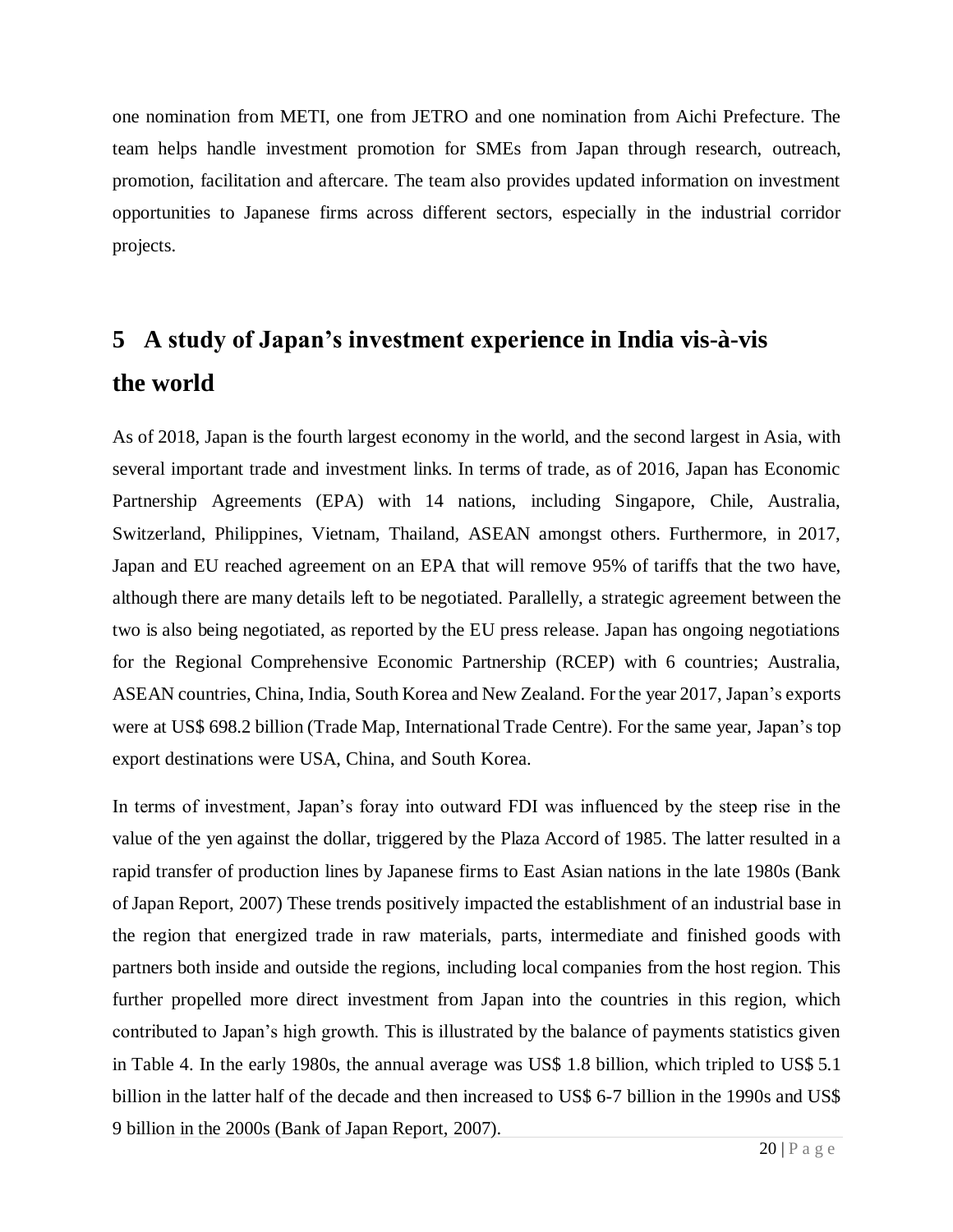one nomination from METI, one from JETRO and one nomination from Aichi Prefecture. The team helps handle investment promotion for SMEs from Japan through research, outreach, promotion, facilitation and aftercare. The team also provides updated information on investment opportunities to Japanese firms across different sectors, especially in the industrial corridor projects.

# 5 A study of Japan's investment experience in India vis-à-vis the world

As of 2018, Japan is the fourth largest economy in the world, and the second largest in Asia, with several important trade and investment links. In terms of trade, as of 2016, Japan has Economic Partnership Agreements (EPA) with 14 nations, including Singapore, Chile, Australia, Switzerland, Philippines, Vietnam, Thailand, ASEAN amongst others. Furthermore, in 2017, Japan and EU reached agreement on an EPA that will remove 95% of tariffs that the two have, although there are many details left to be negotiated. Parallelly, a strategic agreement between the two is also being negotiated, as reported by the EU press release. Japan has ongoing negotiations for the Regional Comprehensive Economic Partnership (RCEP) with 6 countries; Australia, ASEAN countries, China, India, South Korea and New Zealand. For the year 2017, Japan's exports were at US$ 698.2 billion (Trade Map, International Trade Centre). For the same year, Japan's top export destinations were USA, China, and South Korea.

In terms of investment, Japan's foray into outward FDI was influenced by the steep rise in the value of the yen against the dollar, triggered by the Plaza Accord of 1985. The latter resulted in a rapid transfer of production lines by Japanese firms to East Asian nations in the late 1980s (Bank of Japan Report, 2007) These trends positively impacted the establishment of an industrial base in the region that energized trade in raw materials, parts, intermediate and finished goods with partners both inside and outside the regions, including local companies from the host region. This further propelled more direct investment from Japan into the countries in this region, which contributed to Japan's high growth. This is illustrated by the balance of payments statistics given in Table 4. In the early 1980s, the annual average was US$ 1.8 billion, which tripled to US$ 5.1 billion in the latter half of the decade and then increased to US$ 6-7 billion in the 1990s and US$ 9 billion in the 2000s (Bank of Japan Report, 2007).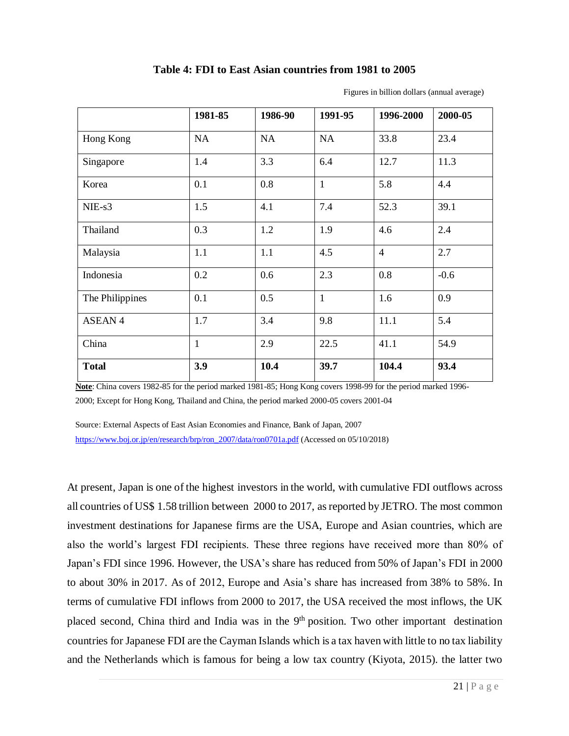**Table 4: FDI to East Asian countries from 1981 to 2005**

Figures in billion dollars (annual average)

| | 1981-85 | 1986-90 | 1991-95 | 1996-2000 | 2000-05 |
|---|---|---|---|---|---|
| Hong Kong | NA | NA | NA | 33.8 | 23.4 |
| Singapore | 1.4 | 3.3 | 6.4 | 12.7 | 11.3 |
| Korea | 0.1 | 0.8 | 1 | 5.8 | 4.4 |
| NIE-s3 | 1.5 | 4.1 | 7.4 | 52.3 | 39.1 |
| Thailand | 0.3 | 1.2 | 1.9 | 4.6 | 2.4 |
| Malaysia | 1.1 | 1.1 | 4.5 | 4 | 2.7 |
| Indonesia | 0.2 | 0.6 | 2.3 | 0.8 | -0.6 |
| The Philippines | 0.1 | 0.5 | 1 | 1.6 | 0.9 |
| ASEAN 4 | 1.7 | 3.4 | 9.8 | 11.1 | 5.4 |
| China | 1 | 2.9 | 22.5 | 41.1 | 54.9 |
| **Total** | **3.9** | **10.4** | **39.7** | **104.4** | **93.4** |

**Note**: China covers 1982-85 for the period marked 1981-85; Hong Kong covers 1998-99 for the period marked 1996-2000; Except for Hong Kong, Thailand and China, the period marked 2000-05 covers 2001-04

Source: External Aspects of East Asian Economies and Finance, Bank of Japan, 2007 https://www.boj.or.jp/en/research/brp/ron_2007/data/ron0701a.pdf (Accessed on 05/10/2018)

At present, Japan is one of the highest investors in the world, with cumulative FDI outflows across all countries of US$ 1.58 trillion between 2000 to 2017, as reported by JETRO. The most common investment destinations for Japanese firms are the USA, Europe and Asian countries, which are also the world's largest FDI recipients. These three regions have received more than 80% of Japan's FDI since 1996. However, the USA's share has reduced from 50% of Japan's FDI in 2000 to about 30% in 2017. As of 2012, Europe and Asia's share has increased from 38% to 58%. In terms of cumulative FDI inflows from 2000 to 2017, the USA received the most inflows, the UK placed second, China third and India was in the 9th position. Two other important destination countries for Japanese FDI are the Cayman Islands which is a tax haven with little to no tax liability and the Netherlands which is famous for being a low tax country (Kiyota, 2015). the latter two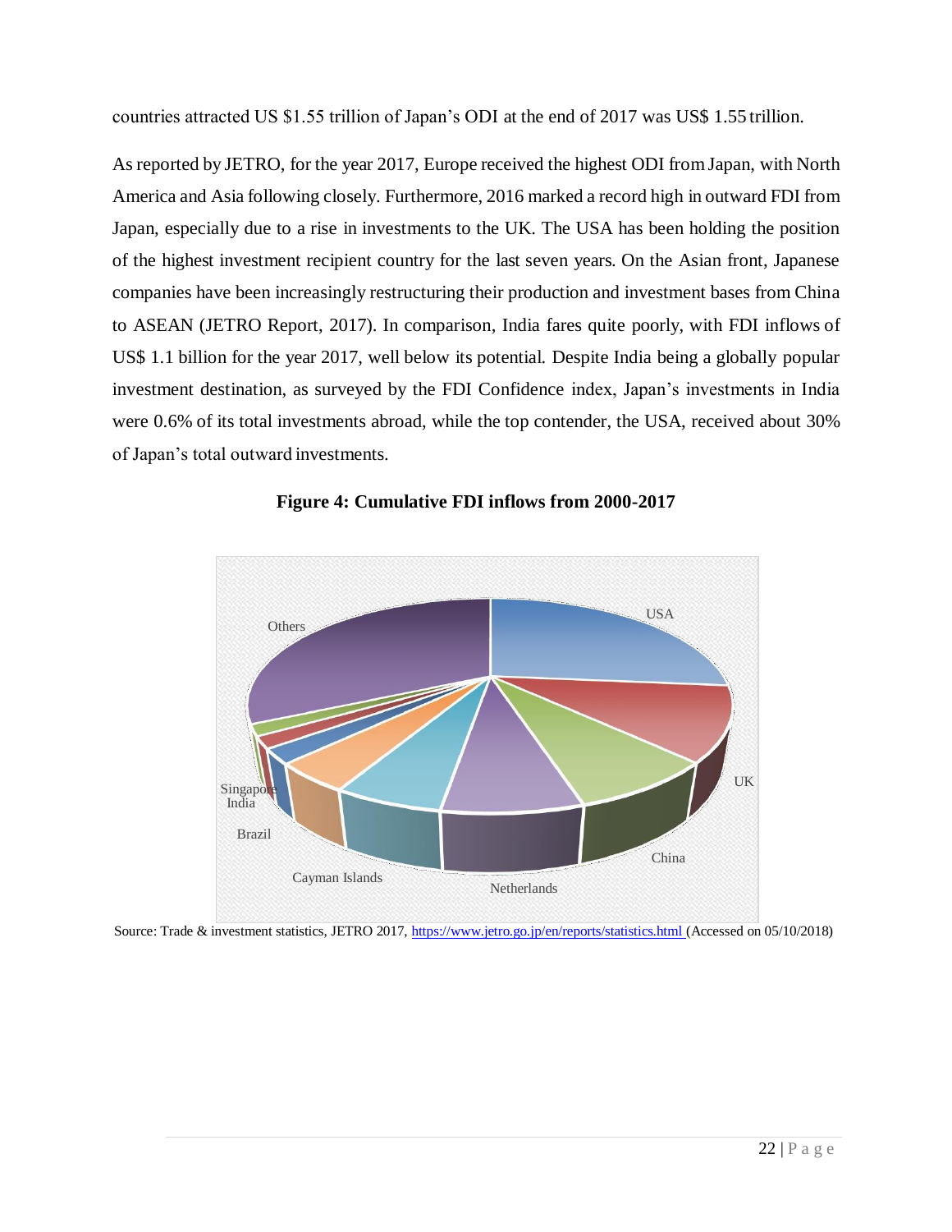countries attracted US $1.55 trillion of Japan's ODI at the end of 2017 was US$ 1.55 trillion.

As reported by JETRO, for the year 2017, Europe received the highest ODI from Japan, with North America and Asia following closely. Furthermore, 2016 marked a record high in outward FDI from Japan, especially due to a rise in investments to the UK. The USA has been holding the position of the highest investment recipient country for the last seven years. On the Asian front, Japanese companies have been increasingly restructuring their production and investment bases from China to ASEAN (JETRO Report, 2017). In comparison, India fares quite poorly, with FDI inflows of US$ 1.1 billion for the year 2017, well below its potential. Despite India being a globally popular investment destination, as surveyed by the FDI Confidence index, Japan's investments in India were 0.6% of its total investments abroad, while the top contender, the USA, received about 30% of Japan's total outward investments.

**Figure 4: Cumulative FDI inflows from 2000-2017**

Others, USA, UK, China, Netherlands, Cayman Islands, Brazil, India, Singapore

Source: Trade & investment statistics, JETRO 2017, https://www.jetro.go.jp/en/reports/statistics.html (Accessed on 05/10/2018)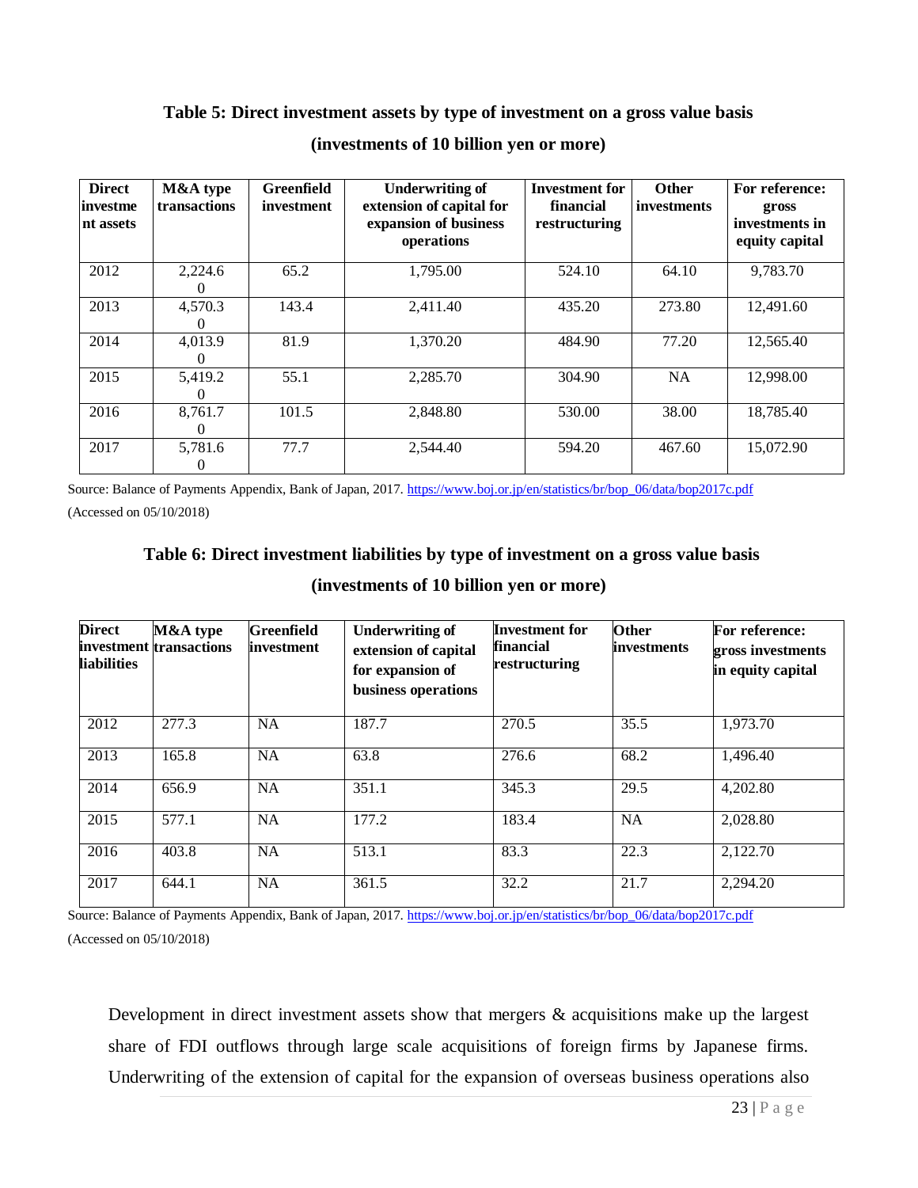**Table 5: Direct investment assets by type of investment on a gross value basis (investments of 10 billion yen or more)**

| Direct investment assets | M&A type transactions | Greenfield investment | Underwriting of extension of capital for expansion of business operations | Investment for financial restructuring | Other investments | For reference: gross investments in equity capital |
|---|---|---|---|---|---|---|
| 2012 | 2,224.60 | 65.2 | 1,795.00 | 524.10 | 64.10 | 9,783.70 |
| 2013 | 4,570.30 | 143.4 | 2,411.40 | 435.20 | 273.80 | 12,491.60 |
| 2014 | 4,013.90 | 81.9 | 1,370.20 | 484.90 | 77.20 | 12,565.40 |
| 2015 | 5,419.20 | 55.1 | 2,285.70 | 304.90 | NA | 12,998.00 |
| 2016 | 8,761.70 | 101.5 | 2,848.80 | 530.00 | 38.00 | 18,785.40 |
| 2017 | 5,781.60 | 77.7 | 2,544.40 | 594.20 | 467.60 | 15,072.90 |

Source: Balance of Payments Appendix, Bank of Japan, 2017. https://www.boj.or.jp/en/statistics/br/bop_06/data/bop2017c.pdf (Accessed on 05/10/2018)

**Table 6: Direct investment liabilities by type of investment on a gross value basis (investments of 10 billion yen or more)**

| Direct investment liabilities | M&A type transactions | Greenfield investment | Underwriting of extension of capital for expansion of business operations | Investment for financial restructuring | Other investments | For reference: gross investments in equity capital |
|---|---|---|---|---|---|---|
| 2012 | 277.3 | NA | 187.7 | 270.5 | 35.5 | 1,973.70 |
| 2013 | 165.8 | NA | 63.8 | 276.6 | 68.2 | 1,496.40 |
| 2014 | 656.9 | NA | 351.1 | 345.3 | 29.5 | 4,202.80 |
| 2015 | 577.1 | NA | 177.2 | 183.4 | NA | 2,028.80 |
| 2016 | 403.8 | NA | 513.1 | 83.3 | 22.3 | 2,122.70 |
| 2017 | 644.1 | NA | 361.5 | 32.2 | 21.7 | 2,294.20 |

Source: Balance of Payments Appendix, Bank of Japan, 2017. https://www.boj.or.jp/en/statistics/br/bop_06/data/bop2017c.pdf (Accessed on 05/10/2018)

Development in direct investment assets show that mergers & acquisitions make up the largest share of FDI outflows through large scale acquisitions of foreign firms by Japanese firms. Underwriting of the extension of capital for the expansion of overseas business operations also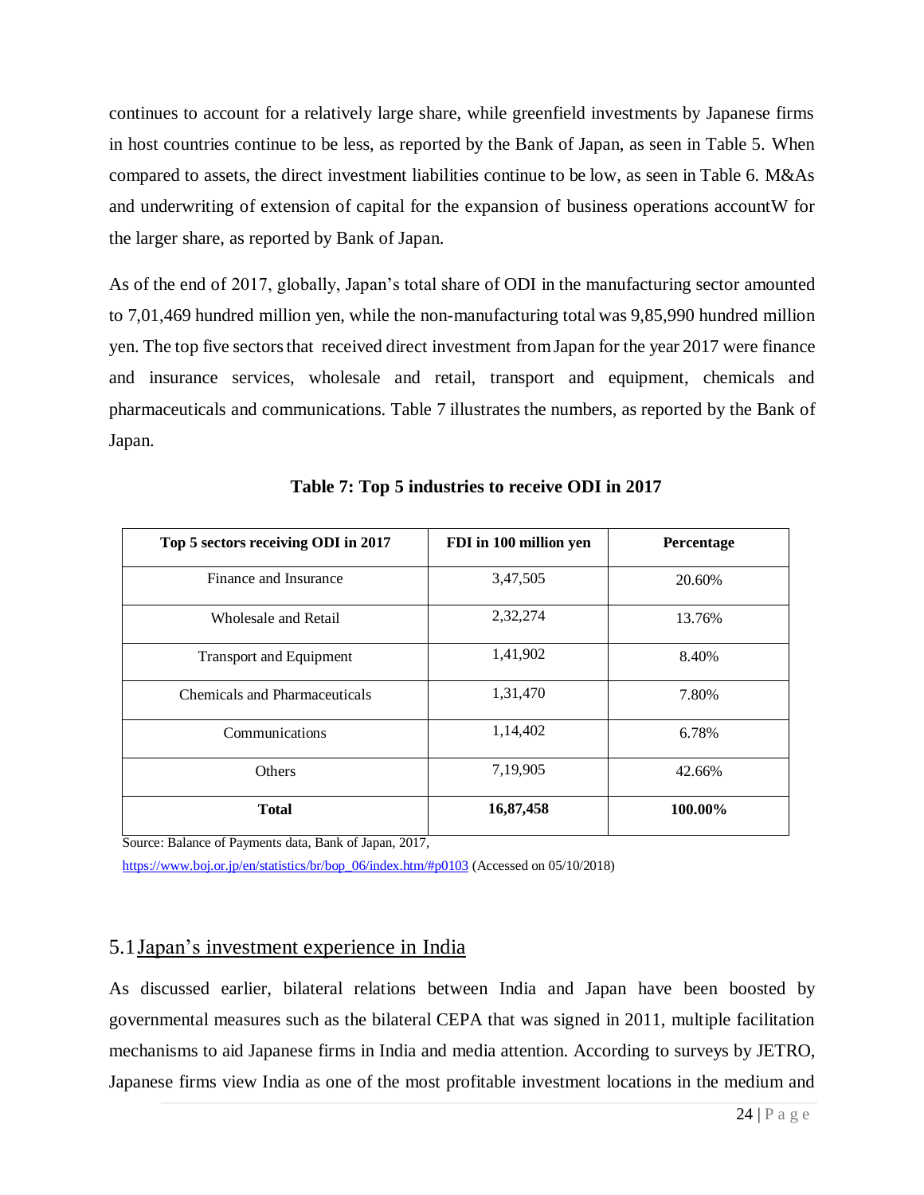continues to account for a relatively large share, while greenfield investments by Japanese firms in host countries continue to be less, as reported by the Bank of Japan, as seen in Table 5. When compared to assets, the direct investment liabilities continue to be low, as seen in Table 6. M&As and underwriting of extension of capital for the expansion of business operations accountW for the larger share, as reported by Bank of Japan.

As of the end of 2017, globally, Japan's total share of ODI in the manufacturing sector amounted to 7,01,469 hundred million yen, while the non-manufacturing total was 9,85,990 hundred million yen. The top five sectors that received direct investment from Japan for the year 2017 were finance and insurance services, wholesale and retail, transport and equipment, chemicals and pharmaceuticals and communications. Table 7 illustrates the numbers, as reported by the Bank of Japan.

**Table 7: Top 5 industries to receive ODI in 2017**

| Top 5 sectors receiving ODI in 2017 | FDI in 100 million yen | Percentage |
|---|---|---|
| Finance and Insurance | 3,47,505 | 20.60% |
| Wholesale and Retail | 2,32,274 | 13.76% |
| Transport and Equipment | 1,41,902 | 8.40% |
| Chemicals and Pharmaceuticals | 1,31,470 | 7.80% |
| Communications | 1,14,402 | 6.78% |
| Others | 7,19,905 | 42.66% |
| **Total** | **16,87,458** | **100.00%** |

Source: Balance of Payments data, Bank of Japan, 2017, https://www.boj.or.jp/en/statistics/br/bop_06/index.htm/#p0103 (Accessed on 05/10/2018)

## 5.1 Japan's investment experience in India

As discussed earlier, bilateral relations between India and Japan have been boosted by governmental measures such as the bilateral CEPA that was signed in 2011, multiple facilitation mechanisms to aid Japanese firms in India and media attention. According to surveys by JETRO, Japanese firms view India as one of the most profitable investment locations in the medium and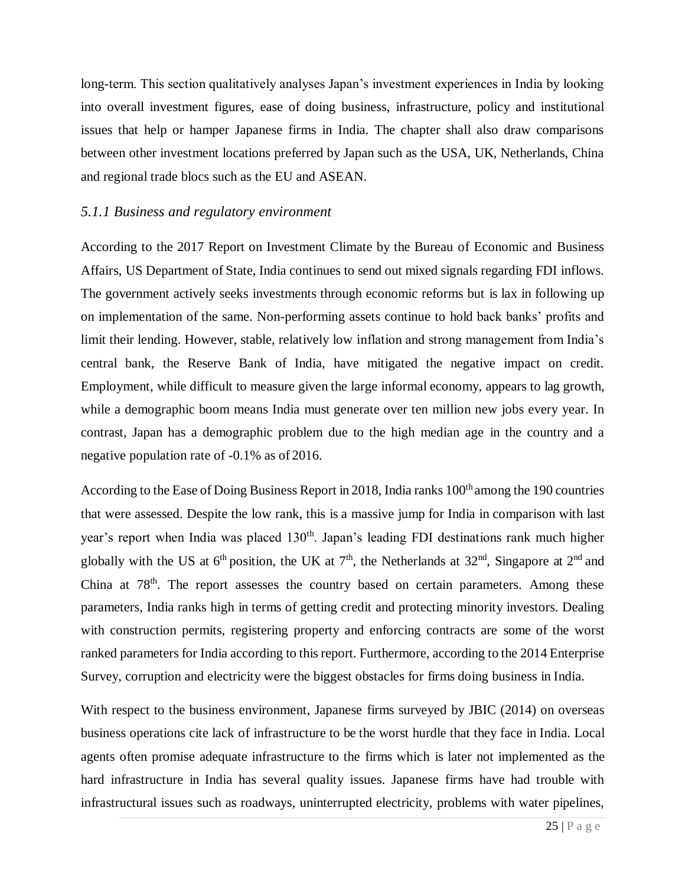long-term. This section qualitatively analyses Japan's investment experiences in India by looking into overall investment figures, ease of doing business, infrastructure, policy and institutional issues that help or hamper Japanese firms in India. The chapter shall also draw comparisons between other investment locations preferred by Japan such as the USA, UK, Netherlands, China and regional trade blocs such as the EU and ASEAN.

### *5.1.1 Business and regulatory environment*

According to the 2017 Report on Investment Climate by the Bureau of Economic and Business Affairs, US Department of State, India continues to send out mixed signals regarding FDI inflows. The government actively seeks investments through economic reforms but is lax in following up on implementation of the same. Non-performing assets continue to hold back banks' profits and limit their lending. However, stable, relatively low inflation and strong management from India's central bank, the Reserve Bank of India, have mitigated the negative impact on credit. Employment, while difficult to measure given the large informal economy, appears to lag growth, while a demographic boom means India must generate over ten million new jobs every year. In contrast, Japan has a demographic problem due to the high median age in the country and a negative population rate of -0.1% as of 2016.

According to the Ease of Doing Business Report in 2018, India ranks 100th among the 190 countries that were assessed. Despite the low rank, this is a massive jump for India in comparison with last year's report when India was placed 130th. Japan's leading FDI destinations rank much higher globally with the US at 6th position, the UK at 7th, the Netherlands at 32nd, Singapore at 2nd and China at 78th. The report assesses the country based on certain parameters. Among these parameters, India ranks high in terms of getting credit and protecting minority investors. Dealing with construction permits, registering property and enforcing contracts are some of the worst ranked parameters for India according to this report. Furthermore, according to the 2014 Enterprise Survey, corruption and electricity were the biggest obstacles for firms doing business in India.

With respect to the business environment, Japanese firms surveyed by JBIC (2014) on overseas business operations cite lack of infrastructure to be the worst hurdle that they face in India. Local agents often promise adequate infrastructure to the firms which is later not implemented as the hard infrastructure in India has several quality issues. Japanese firms have had trouble with infrastructural issues such as roadways, uninterrupted electricity, problems with water pipelines,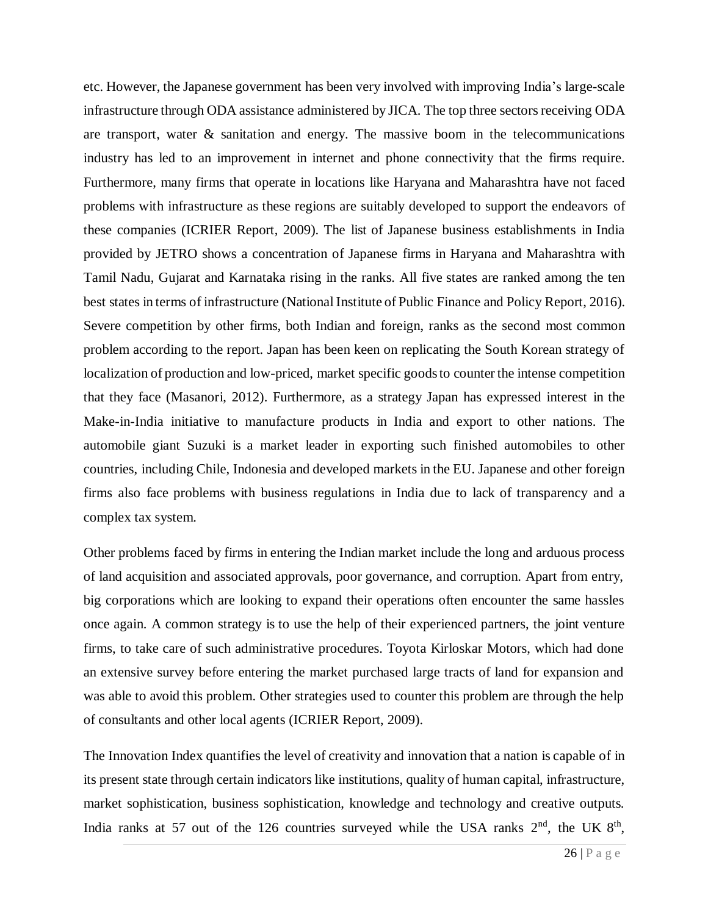etc. However, the Japanese government has been very involved with improving India's large-scale infrastructure through ODA assistance administered by JICA. The top three sectors receiving ODA are transport, water & sanitation and energy. The massive boom in the telecommunications industry has led to an improvement in internet and phone connectivity that the firms require. Furthermore, many firms that operate in locations like Haryana and Maharashtra have not faced problems with infrastructure as these regions are suitably developed to support the endeavors of these companies (ICRIER Report, 2009). The list of Japanese business establishments in India provided by JETRO shows a concentration of Japanese firms in Haryana and Maharashtra with Tamil Nadu, Gujarat and Karnataka rising in the ranks. All five states are ranked among the ten best states in terms of infrastructure (National Institute of Public Finance and Policy Report, 2016). Severe competition by other firms, both Indian and foreign, ranks as the second most common problem according to the report. Japan has been keen on replicating the South Korean strategy of localization of production and low-priced, market specific goods to counter the intense competition that they face (Masanori, 2012). Furthermore, as a strategy Japan has expressed interest in the Make-in-India initiative to manufacture products in India and export to other nations. The automobile giant Suzuki is a market leader in exporting such finished automobiles to other countries, including Chile, Indonesia and developed markets in the EU. Japanese and other foreign firms also face problems with business regulations in India due to lack of transparency and a complex tax system.

Other problems faced by firms in entering the Indian market include the long and arduous process of land acquisition and associated approvals, poor governance, and corruption. Apart from entry, big corporations which are looking to expand their operations often encounter the same hassles once again. A common strategy is to use the help of their experienced partners, the joint venture firms, to take care of such administrative procedures. Toyota Kirloskar Motors, which had done an extensive survey before entering the market purchased large tracts of land for expansion and was able to avoid this problem. Other strategies used to counter this problem are through the help of consultants and other local agents (ICRIER Report, 2009).

The Innovation Index quantifies the level of creativity and innovation that a nation is capable of in its present state through certain indicators like institutions, quality of human capital, infrastructure, market sophistication, business sophistication, knowledge and technology and creative outputs. India ranks at 57 out of the 126 countries surveyed while the USA ranks 2nd, the UK 8th,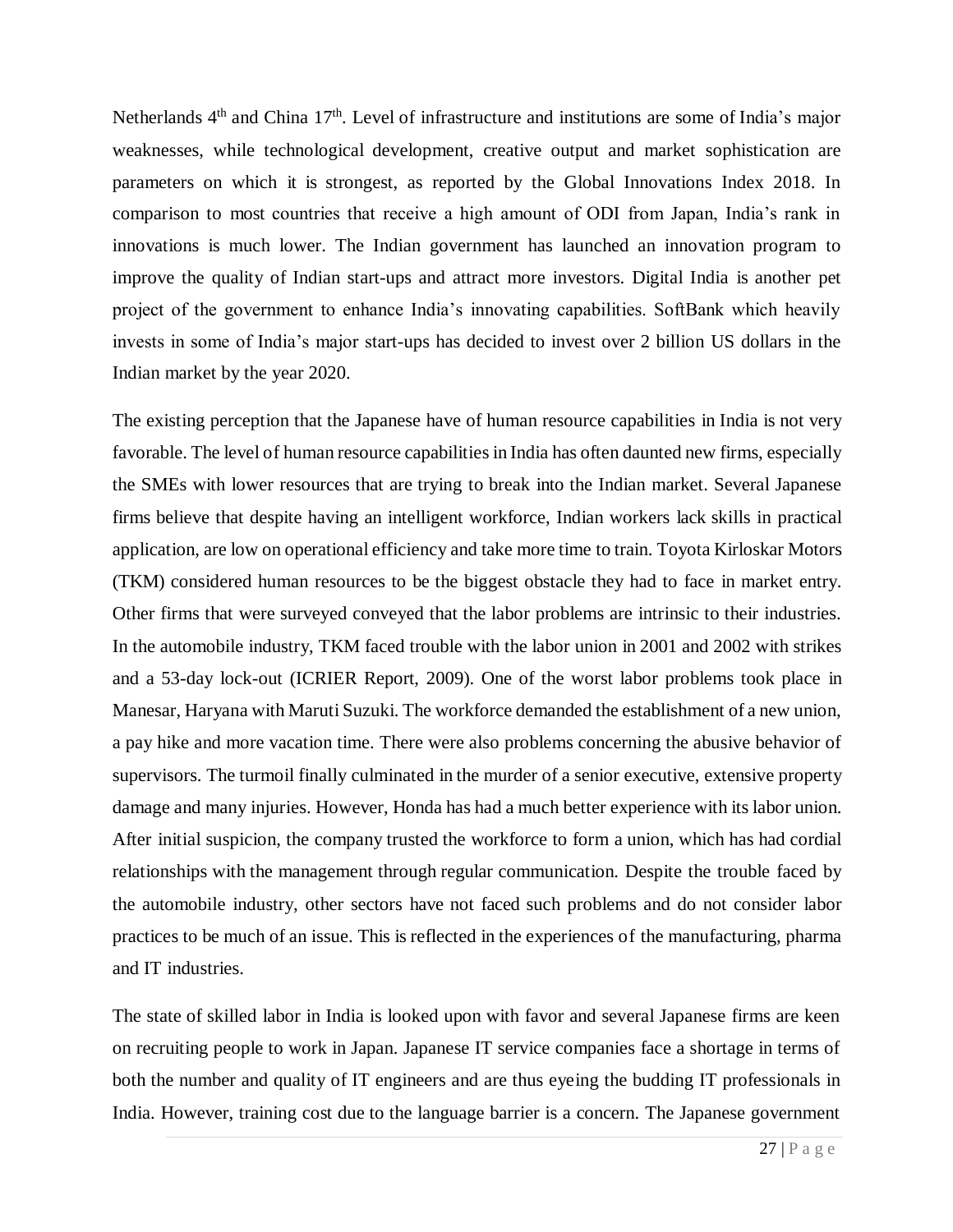Netherlands 4th and China 17th. Level of infrastructure and institutions are some of India's major weaknesses, while technological development, creative output and market sophistication are parameters on which it is strongest, as reported by the Global Innovations Index 2018. In comparison to most countries that receive a high amount of ODI from Japan, India's rank in innovations is much lower. The Indian government has launched an innovation program to improve the quality of Indian start-ups and attract more investors. Digital India is another pet project of the government to enhance India's innovating capabilities. SoftBank which heavily invests in some of India's major start-ups has decided to invest over 2 billion US dollars in the Indian market by the year 2020.

The existing perception that the Japanese have of human resource capabilities in India is not very favorable. The level of human resource capabilities in India has often daunted new firms, especially the SMEs with lower resources that are trying to break into the Indian market. Several Japanese firms believe that despite having an intelligent workforce, Indian workers lack skills in practical application, are low on operational efficiency and take more time to train. Toyota Kirloskar Motors (TKM) considered human resources to be the biggest obstacle they had to face in market entry. Other firms that were surveyed conveyed that the labor problems are intrinsic to their industries. In the automobile industry, TKM faced trouble with the labor union in 2001 and 2002 with strikes and a 53-day lock-out (ICRIER Report, 2009). One of the worst labor problems took place in Manesar, Haryana with Maruti Suzuki. The workforce demanded the establishment of a new union, a pay hike and more vacation time. There were also problems concerning the abusive behavior of supervisors. The turmoil finally culminated in the murder of a senior executive, extensive property damage and many injuries. However, Honda has had a much better experience with its labor union. After initial suspicion, the company trusted the workforce to form a union, which has had cordial relationships with the management through regular communication. Despite the trouble faced by the automobile industry, other sectors have not faced such problems and do not consider labor practices to be much of an issue. This is reflected in the experiences of the manufacturing, pharma and IT industries.

The state of skilled labor in India is looked upon with favor and several Japanese firms are keen on recruiting people to work in Japan. Japanese IT service companies face a shortage in terms of both the number and quality of IT engineers and are thus eyeing the budding IT professionals in India. However, training cost due to the language barrier is a concern. The Japanese government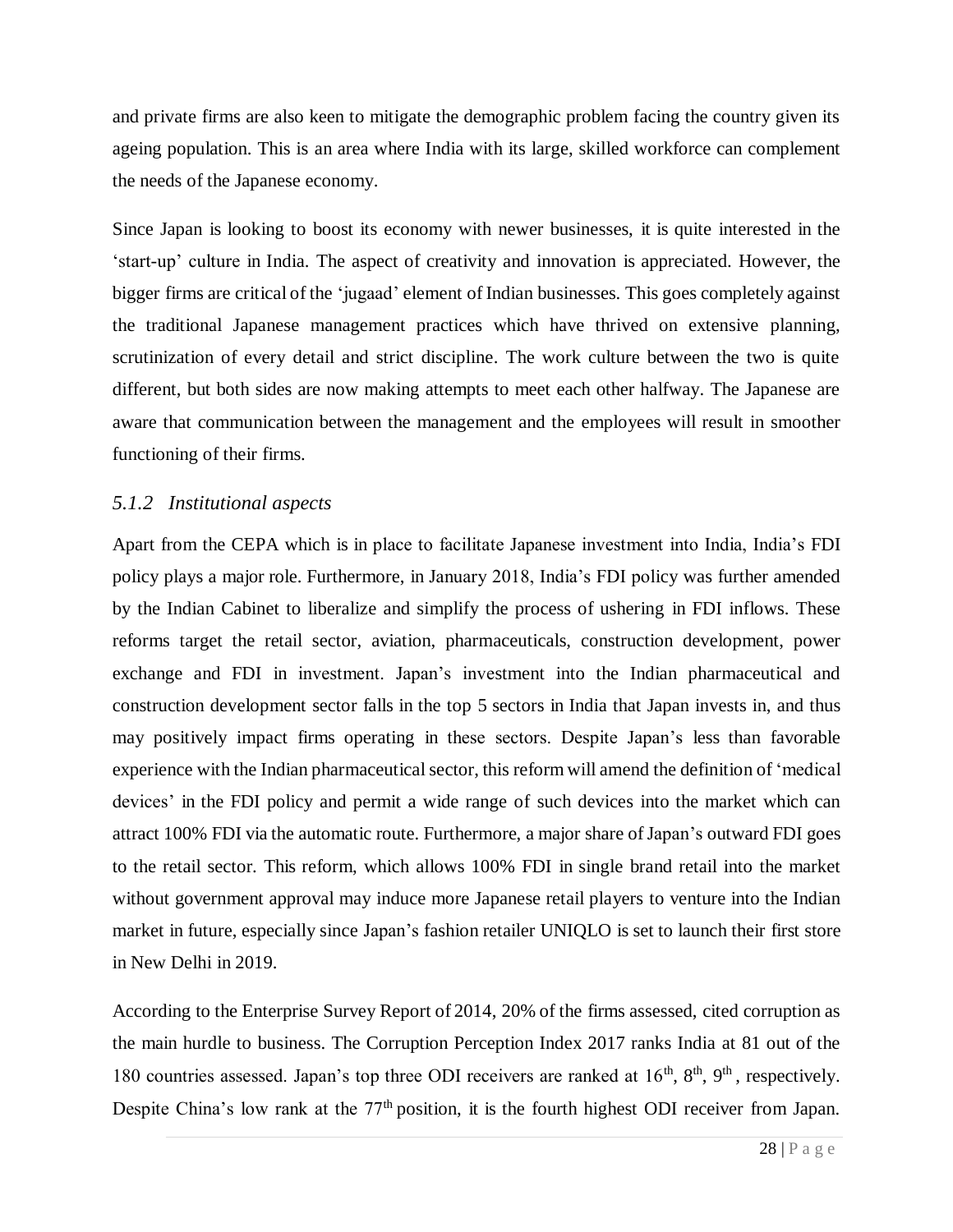and private firms are also keen to mitigate the demographic problem facing the country given its ageing population. This is an area where India with its large, skilled workforce can complement the needs of the Japanese economy.

Since Japan is looking to boost its economy with newer businesses, it is quite interested in the 'start-up' culture in India. The aspect of creativity and innovation is appreciated. However, the bigger firms are critical of the 'jugaad' element of Indian businesses. This goes completely against the traditional Japanese management practices which have thrived on extensive planning, scrutinization of every detail and strict discipline. The work culture between the two is quite different, but both sides are now making attempts to meet each other halfway. The Japanese are aware that communication between the management and the employees will result in smoother functioning of their firms.

### *5.1.2 Institutional aspects*

Apart from the CEPA which is in place to facilitate Japanese investment into India, India's FDI policy plays a major role. Furthermore, in January 2018, India's FDI policy was further amended by the Indian Cabinet to liberalize and simplify the process of ushering in FDI inflows. These reforms target the retail sector, aviation, pharmaceuticals, construction development, power exchange and FDI in investment. Japan's investment into the Indian pharmaceutical and construction development sector falls in the top 5 sectors in India that Japan invests in, and thus may positively impact firms operating in these sectors. Despite Japan's less than favorable experience with the Indian pharmaceutical sector, this reform will amend the definition of 'medical devices' in the FDI policy and permit a wide range of such devices into the market which can attract 100% FDI via the automatic route. Furthermore, a major share of Japan's outward FDI goes to the retail sector. This reform, which allows 100% FDI in single brand retail into the market without government approval may induce more Japanese retail players to venture into the Indian market in future, especially since Japan's fashion retailer UNIQLO is set to launch their first store in New Delhi in 2019.

According to the Enterprise Survey Report of 2014, 20% of the firms assessed, cited corruption as the main hurdle to business. The Corruption Perception Index 2017 ranks India at 81 out of the 180 countries assessed. Japan's top three ODI receivers are ranked at 16th, 8th, 9th, respectively. Despite China's low rank at the 77th position, it is the fourth highest ODI receiver from Japan.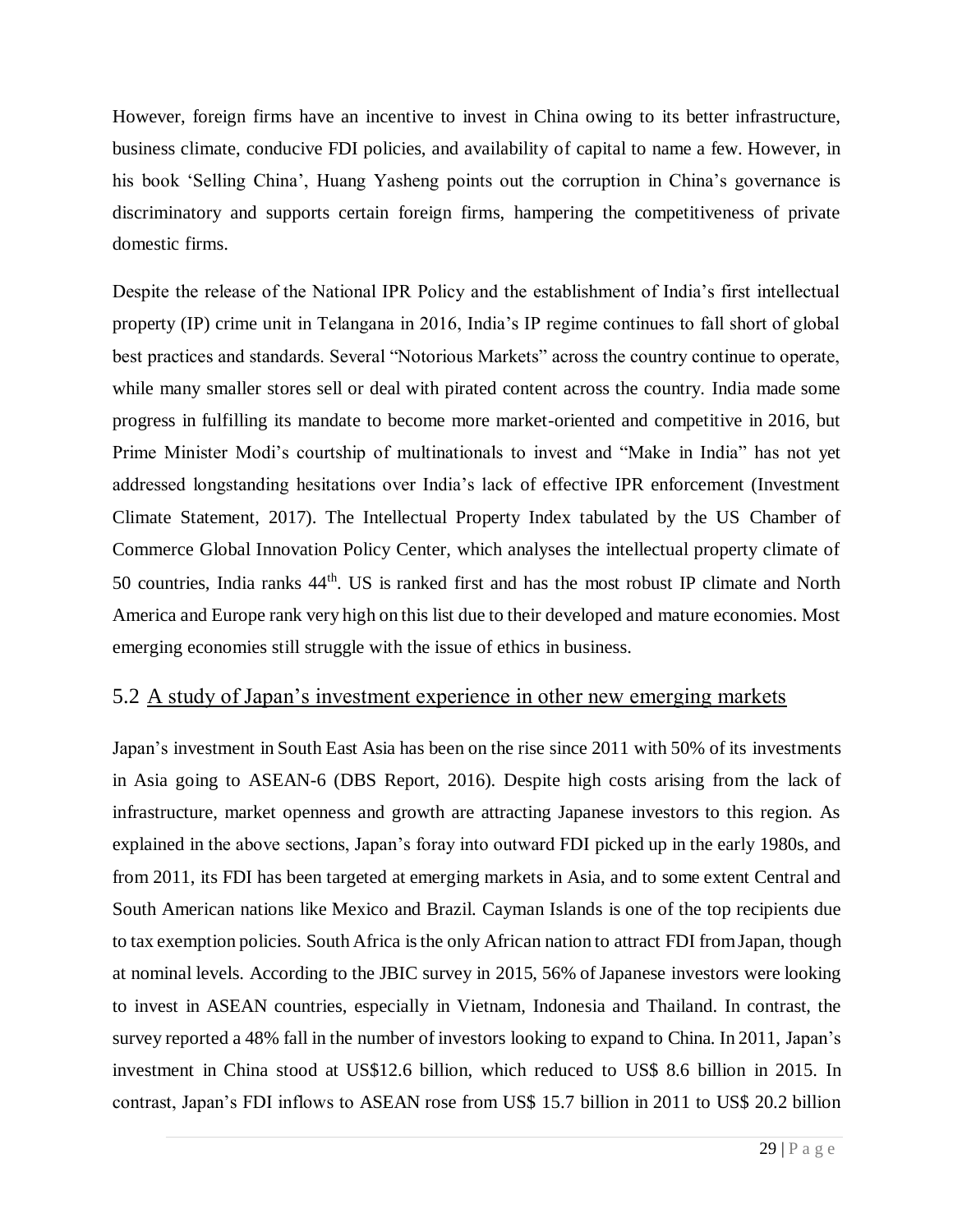However, foreign firms have an incentive to invest in China owing to its better infrastructure, business climate, conducive FDI policies, and availability of capital to name a few. However, in his book 'Selling China', Huang Yasheng points out the corruption in China's governance is discriminatory and supports certain foreign firms, hampering the competitiveness of private domestic firms.

Despite the release of the National IPR Policy and the establishment of India's first intellectual property (IP) crime unit in Telangana in 2016, India's IP regime continues to fall short of global best practices and standards. Several "Notorious Markets" across the country continue to operate, while many smaller stores sell or deal with pirated content across the country. India made some progress in fulfilling its mandate to become more market-oriented and competitive in 2016, but Prime Minister Modi's courtship of multinationals to invest and "Make in India" has not yet addressed longstanding hesitations over India's lack of effective IPR enforcement (Investment Climate Statement, 2017). The Intellectual Property Index tabulated by the US Chamber of Commerce Global Innovation Policy Center, which analyses the intellectual property climate of 50 countries, India ranks 44th. US is ranked first and has the most robust IP climate and North America and Europe rank very high on this list due to their developed and mature economies. Most emerging economies still struggle with the issue of ethics in business.

## 5.2 A study of Japan's investment experience in other new emerging markets

Japan's investment in South East Asia has been on the rise since 2011 with 50% of its investments in Asia going to ASEAN-6 (DBS Report, 2016). Despite high costs arising from the lack of infrastructure, market openness and growth are attracting Japanese investors to this region. As explained in the above sections, Japan's foray into outward FDI picked up in the early 1980s, and from 2011, its FDI has been targeted at emerging markets in Asia, and to some extent Central and South American nations like Mexico and Brazil. Cayman Islands is one of the top recipients due to tax exemption policies. South Africa is the only African nation to attract FDI from Japan, though at nominal levels. According to the JBIC survey in 2015, 56% of Japanese investors were looking to invest in ASEAN countries, especially in Vietnam, Indonesia and Thailand. In contrast, the survey reported a 48% fall in the number of investors looking to expand to China. In 2011, Japan's investment in China stood at US$12.6 billion, which reduced to US$ 8.6 billion in 2015. In contrast, Japan's FDI inflows to ASEAN rose from US$ 15.7 billion in 2011 to US$ 20.2 billion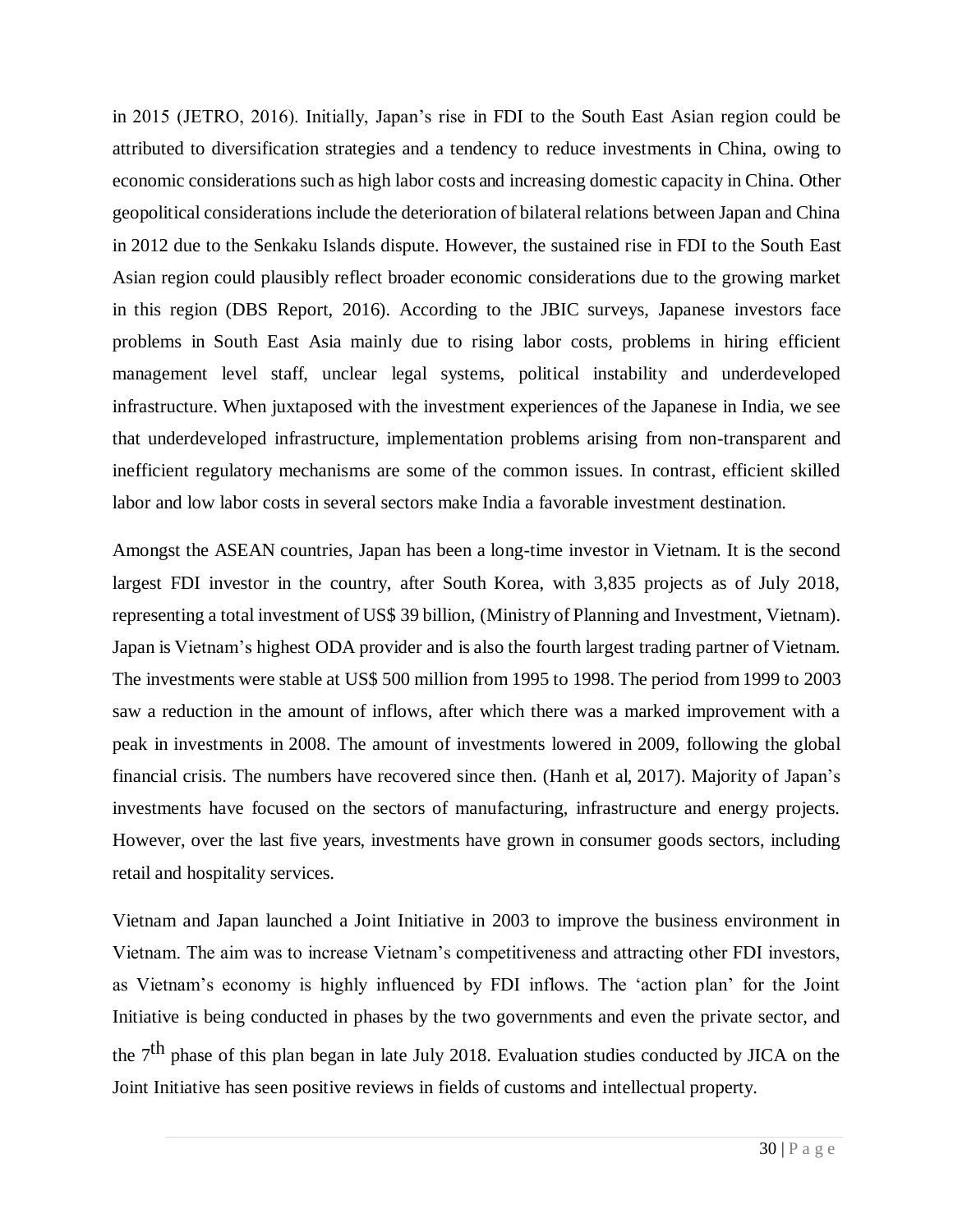in 2015 (JETRO, 2016). Initially, Japan's rise in FDI to the South East Asian region could be attributed to diversification strategies and a tendency to reduce investments in China, owing to economic considerations such as high labor costs and increasing domestic capacity in China. Other geopolitical considerations include the deterioration of bilateral relations between Japan and China in 2012 due to the Senkaku Islands dispute. However, the sustained rise in FDI to the South East Asian region could plausibly reflect broader economic considerations due to the growing market in this region (DBS Report, 2016). According to the JBIC surveys, Japanese investors face problems in South East Asia mainly due to rising labor costs, problems in hiring efficient management level staff, unclear legal systems, political instability and underdeveloped infrastructure. When juxtaposed with the investment experiences of the Japanese in India, we see that underdeveloped infrastructure, implementation problems arising from non-transparent and inefficient regulatory mechanisms are some of the common issues. In contrast, efficient skilled labor and low labor costs in several sectors make India a favorable investment destination.

Amongst the ASEAN countries, Japan has been a long-time investor in Vietnam. It is the second largest FDI investor in the country, after South Korea, with 3,835 projects as of July 2018, representing a total investment of US$ 39 billion, (Ministry of Planning and Investment, Vietnam). Japan is Vietnam's highest ODA provider and is also the fourth largest trading partner of Vietnam. The investments were stable at US$ 500 million from 1995 to 1998. The period from 1999 to 2003 saw a reduction in the amount of inflows, after which there was a marked improvement with a peak in investments in 2008. The amount of investments lowered in 2009, following the global financial crisis. The numbers have recovered since then. (Hanh et al, 2017). Majority of Japan's investments have focused on the sectors of manufacturing, infrastructure and energy projects. However, over the last five years, investments have grown in consumer goods sectors, including retail and hospitality services.

Vietnam and Japan launched a Joint Initiative in 2003 to improve the business environment in Vietnam. The aim was to increase Vietnam's competitiveness and attracting other FDI investors, as Vietnam's economy is highly influenced by FDI inflows. The 'action plan' for the Joint Initiative is being conducted in phases by the two governments and even the private sector, and the 7th phase of this plan began in late July 2018. Evaluation studies conducted by JICA on the Joint Initiative has seen positive reviews in fields of customs and intellectual property.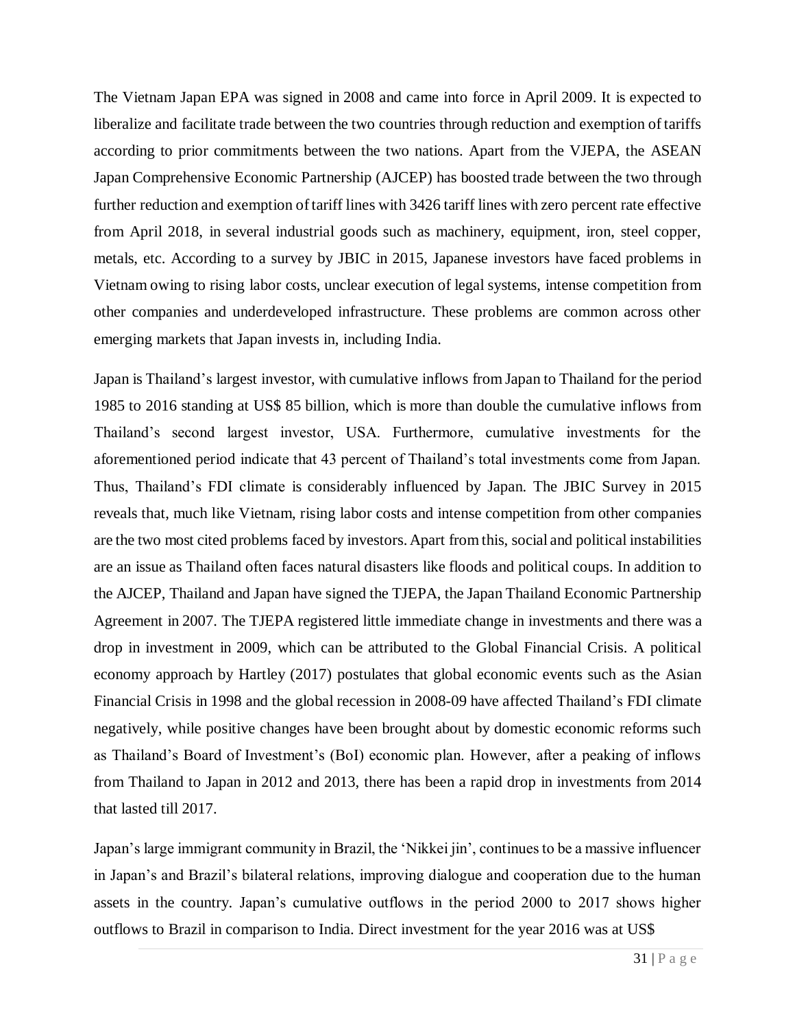The Vietnam Japan EPA was signed in 2008 and came into force in April 2009. It is expected to liberalize and facilitate trade between the two countries through reduction and exemption of tariffs according to prior commitments between the two nations. Apart from the VJEPA, the ASEAN Japan Comprehensive Economic Partnership (AJCEP) has boosted trade between the two through further reduction and exemption of tariff lines with 3426 tariff lines with zero percent rate effective from April 2018, in several industrial goods such as machinery, equipment, iron, steel copper, metals, etc. According to a survey by JBIC in 2015, Japanese investors have faced problems in Vietnam owing to rising labor costs, unclear execution of legal systems, intense competition from other companies and underdeveloped infrastructure. These problems are common across other emerging markets that Japan invests in, including India.

Japan is Thailand's largest investor, with cumulative inflows from Japan to Thailand for the period 1985 to 2016 standing at US$ 85 billion, which is more than double the cumulative inflows from Thailand's second largest investor, USA. Furthermore, cumulative investments for the aforementioned period indicate that 43 percent of Thailand's total investments come from Japan. Thus, Thailand's FDI climate is considerably influenced by Japan. The JBIC Survey in 2015 reveals that, much like Vietnam, rising labor costs and intense competition from other companies are the two most cited problems faced by investors. Apart from this, social and political instabilities are an issue as Thailand often faces natural disasters like floods and political coups. In addition to the AJCEP, Thailand and Japan have signed the TJEPA, the Japan Thailand Economic Partnership Agreement in 2007. The TJEPA registered little immediate change in investments and there was a drop in investment in 2009, which can be attributed to the Global Financial Crisis. A political economy approach by Hartley (2017) postulates that global economic events such as the Asian Financial Crisis in 1998 and the global recession in 2008-09 have affected Thailand's FDI climate negatively, while positive changes have been brought about by domestic economic reforms such as Thailand's Board of Investment's (BoI) economic plan. However, after a peaking of inflows from Thailand to Japan in 2012 and 2013, there has been a rapid drop in investments from 2014 that lasted till 2017.

Japan's large immigrant community in Brazil, the 'Nikkei jin', continues to be a massive influencer in Japan's and Brazil's bilateral relations, improving dialogue and cooperation due to the human assets in the country. Japan's cumulative outflows in the period 2000 to 2017 shows higher outflows to Brazil in comparison to India. Direct investment for the year 2016 was at US$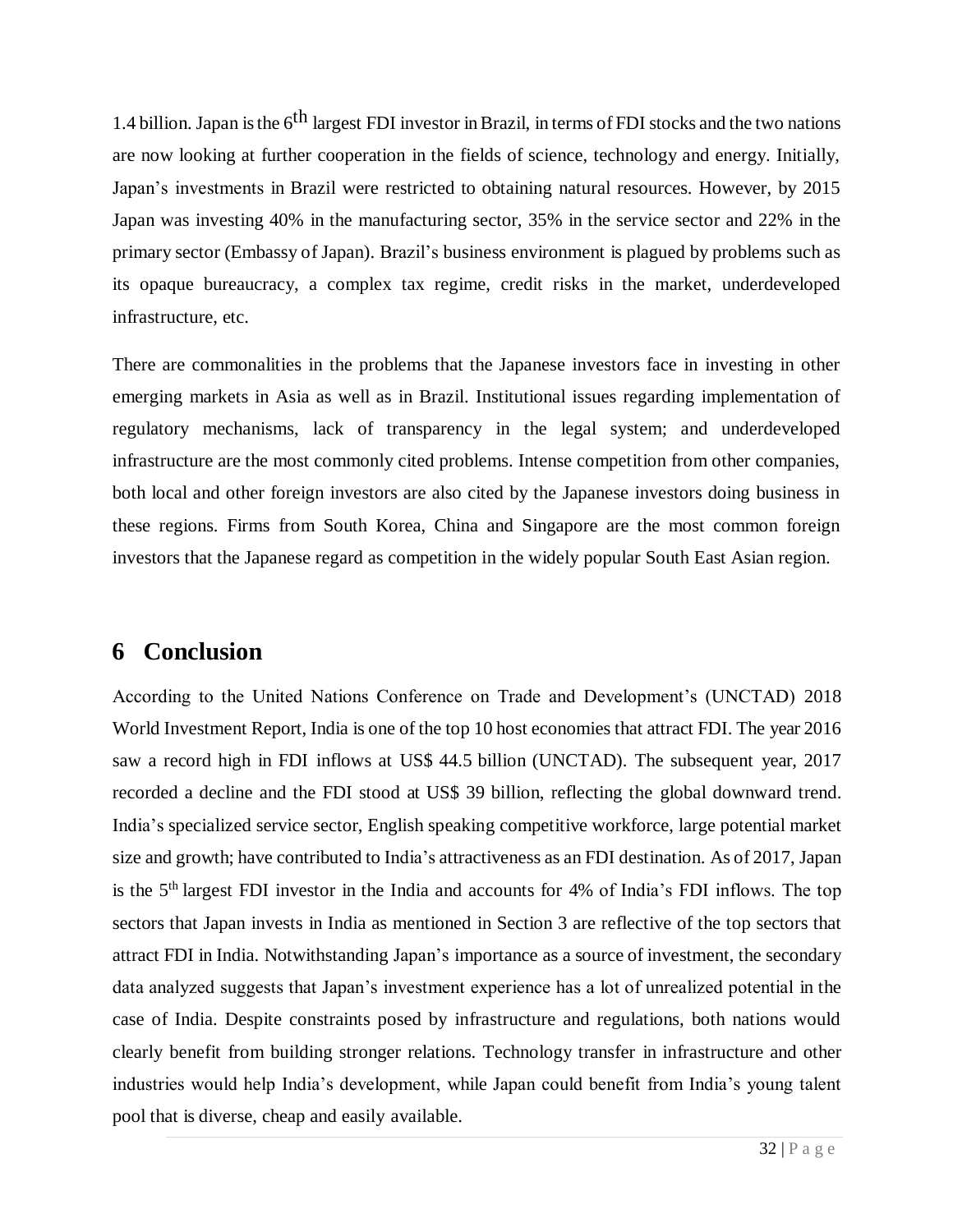1.4 billion. Japan is the 6th largest FDI investor in Brazil, in terms of FDI stocks and the two nations are now looking at further cooperation in the fields of science, technology and energy. Initially, Japan's investments in Brazil were restricted to obtaining natural resources. However, by 2015 Japan was investing 40% in the manufacturing sector, 35% in the service sector and 22% in the primary sector (Embassy of Japan). Brazil's business environment is plagued by problems such as its opaque bureaucracy, a complex tax regime, credit risks in the market, underdeveloped infrastructure, etc.

There are commonalities in the problems that the Japanese investors face in investing in other emerging markets in Asia as well as in Brazil. Institutional issues regarding implementation of regulatory mechanisms, lack of transparency in the legal system; and underdeveloped infrastructure are the most commonly cited problems. Intense competition from other companies, both local and other foreign investors are also cited by the Japanese investors doing business in these regions. Firms from South Korea, China and Singapore are the most common foreign investors that the Japanese regard as competition in the widely popular South East Asian region.

# 6 Conclusion

According to the United Nations Conference on Trade and Development's (UNCTAD) 2018 World Investment Report, India is one of the top 10 host economies that attract FDI. The year 2016 saw a record high in FDI inflows at US$ 44.5 billion (UNCTAD). The subsequent year, 2017 recorded a decline and the FDI stood at US$ 39 billion, reflecting the global downward trend. India's specialized service sector, English speaking competitive workforce, large potential market size and growth; have contributed to India's attractiveness as an FDI destination. As of 2017, Japan is the 5th largest FDI investor in the India and accounts for 4% of India's FDI inflows. The top sectors that Japan invests in India as mentioned in Section 3 are reflective of the top sectors that attract FDI in India. Notwithstanding Japan's importance as a source of investment, the secondary data analyzed suggests that Japan's investment experience has a lot of unrealized potential in the case of India. Despite constraints posed by infrastructure and regulations, both nations would clearly benefit from building stronger relations. Technology transfer in infrastructure and other industries would help India's development, while Japan could benefit from India's young talent pool that is diverse, cheap and easily available.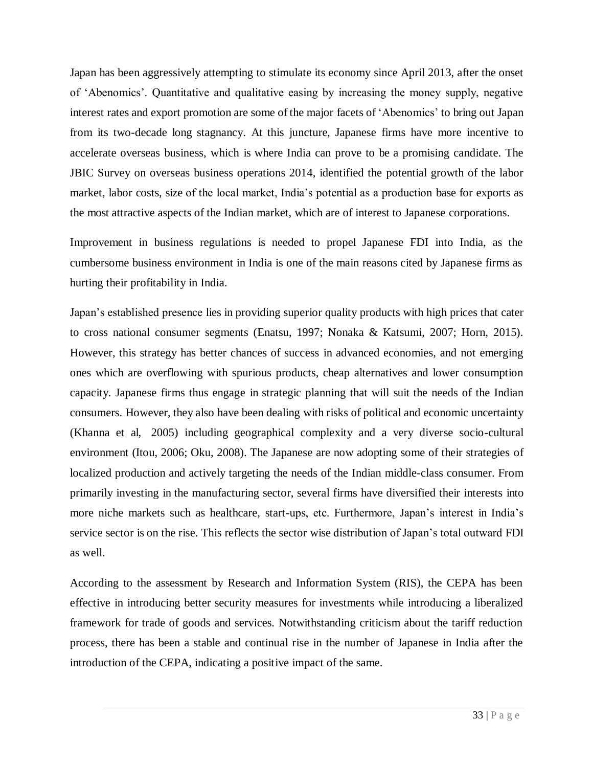Japan has been aggressively attempting to stimulate its economy since April 2013, after the onset of 'Abenomics'. Quantitative and qualitative easing by increasing the money supply, negative interest rates and export promotion are some of the major facets of 'Abenomics' to bring out Japan from its two-decade long stagnancy. At this juncture, Japanese firms have more incentive to accelerate overseas business, which is where India can prove to be a promising candidate. The JBIC Survey on overseas business operations 2014, identified the potential growth of the labor market, labor costs, size of the local market, India's potential as a production base for exports as the most attractive aspects of the Indian market, which are of interest to Japanese corporations.

Improvement in business regulations is needed to propel Japanese FDI into India, as the cumbersome business environment in India is one of the main reasons cited by Japanese firms as hurting their profitability in India.

Japan's established presence lies in providing superior quality products with high prices that cater to cross national consumer segments (Enatsu, 1997; Nonaka & Katsumi, 2007; Horn, 2015). However, this strategy has better chances of success in advanced economies, and not emerging ones which are overflowing with spurious products, cheap alternatives and lower consumption capacity. Japanese firms thus engage in strategic planning that will suit the needs of the Indian consumers. However, they also have been dealing with risks of political and economic uncertainty (Khanna et al, 2005) including geographical complexity and a very diverse socio-cultural environment (Itou, 2006; Oku, 2008). The Japanese are now adopting some of their strategies of localized production and actively targeting the needs of the Indian middle-class consumer. From primarily investing in the manufacturing sector, several firms have diversified their interests into more niche markets such as healthcare, start-ups, etc. Furthermore, Japan's interest in India's service sector is on the rise. This reflects the sector wise distribution of Japan's total outward FDI as well.

According to the assessment by Research and Information System (RIS), the CEPA has been effective in introducing better security measures for investments while introducing a liberalized framework for trade of goods and services. Notwithstanding criticism about the tariff reduction process, there has been a stable and continual rise in the number of Japanese in India after the introduction of the CEPA, indicating a positive impact of the same.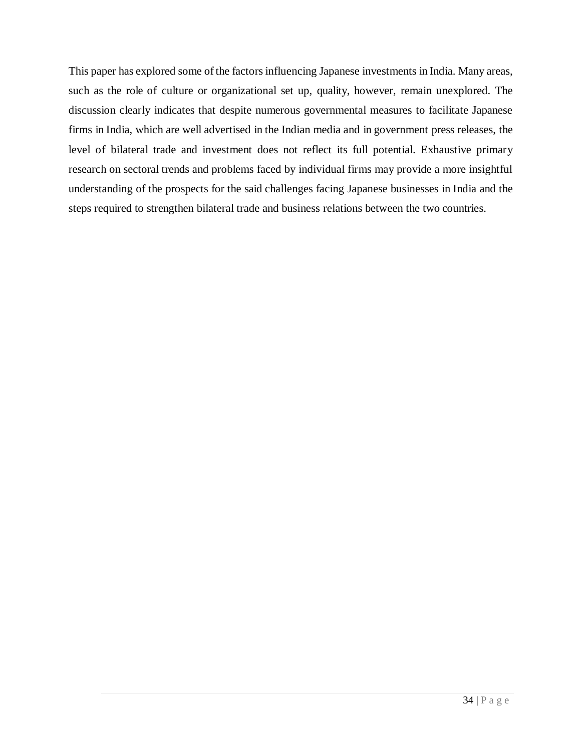This paper has explored some of the factors influencing Japanese investments in India. Many areas, such as the role of culture or organizational set up, quality, however, remain unexplored. The discussion clearly indicates that despite numerous governmental measures to facilitate Japanese firms in India, which are well advertised in the Indian media and in government press releases, the level of bilateral trade and investment does not reflect its full potential. Exhaustive primary research on sectoral trends and problems faced by individual firms may provide a more insightful understanding of the prospects for the said challenges facing Japanese businesses in India and the steps required to strengthen bilateral trade and business relations between the two countries.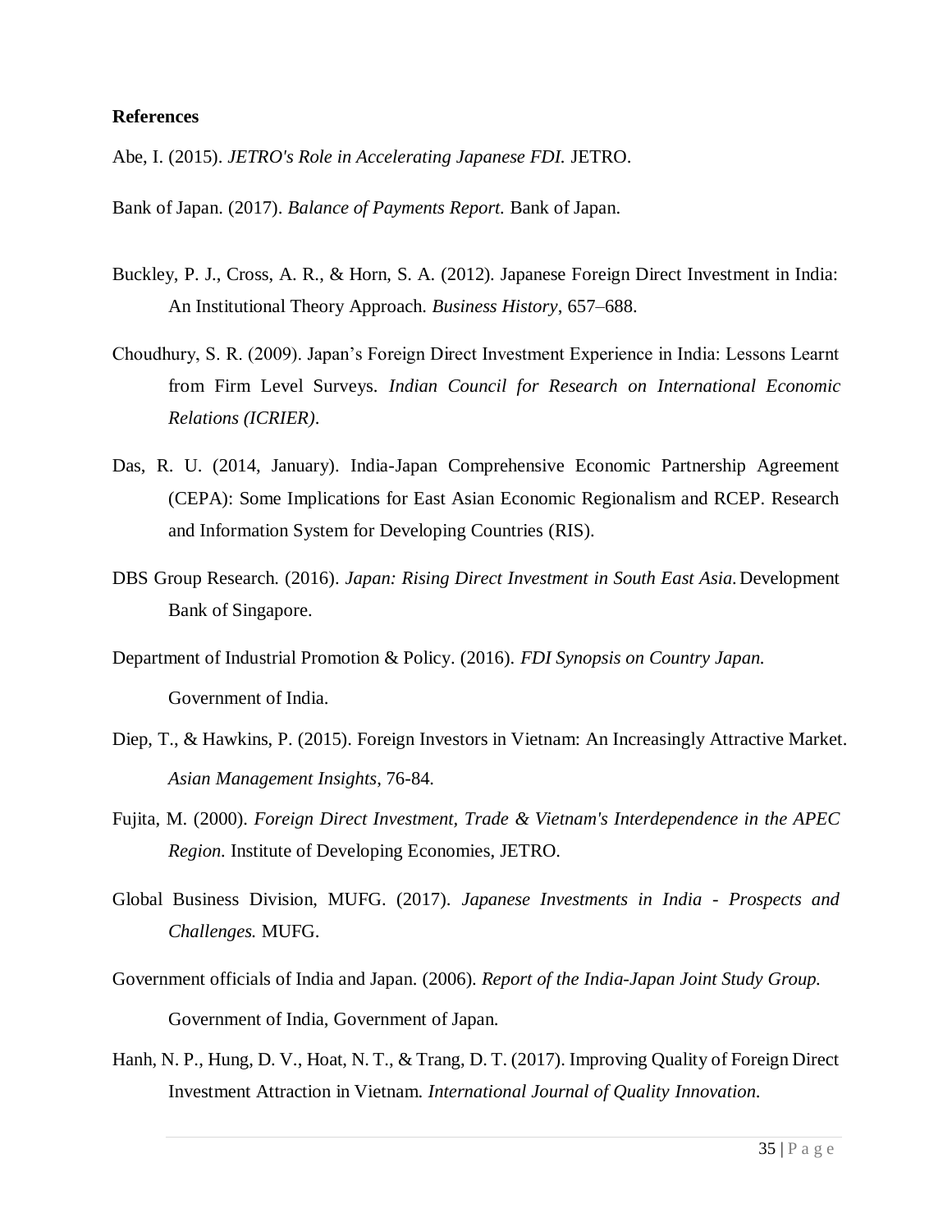**References**

Abe, I. (2015). *JETRO's Role in Accelerating Japanese FDI.* JETRO.

Bank of Japan. (2017). *Balance of Payments Report.* Bank of Japan.

Buckley, P. J., Cross, A. R., & Horn, S. A. (2012). Japanese Foreign Direct Investment in India: An Institutional Theory Approach. *Business History*, 657–688.

Choudhury, S. R. (2009). Japan's Foreign Direct Investment Experience in India: Lessons Learnt from Firm Level Surveys. *Indian Council for Research on International Economic Relations (ICRIER)*.

Das, R. U. (2014, January). India-Japan Comprehensive Economic Partnership Agreement (CEPA): Some Implications for East Asian Economic Regionalism and RCEP. Research and Information System for Developing Countries (RIS).

DBS Group Research. (2016). *Japan: Rising Direct Investment in South East Asia.* Development Bank of Singapore.

Department of Industrial Promotion & Policy. (2016). *FDI Synopsis on Country Japan.* Government of India.

Diep, T., & Hawkins, P. (2015). Foreign Investors in Vietnam: An Increasingly Attractive Market. *Asian Management Insights*, 76-84.

Fujita, M. (2000). *Foreign Direct Investment, Trade & Vietnam's Interdependence in the APEC Region.* Institute of Developing Economies, JETRO.

Global Business Division, MUFG. (2017). *Japanese Investments in India - Prospects and Challenges.* MUFG.

Government officials of India and Japan. (2006). *Report of the India-Japan Joint Study Group.* Government of India, Government of Japan.

Hanh, N. P., Hung, D. V., Hoat, N. T., & Trang, D. T. (2017). Improving Quality of Foreign Direct Investment Attraction in Vietnam. *International Journal of Quality Innovation.*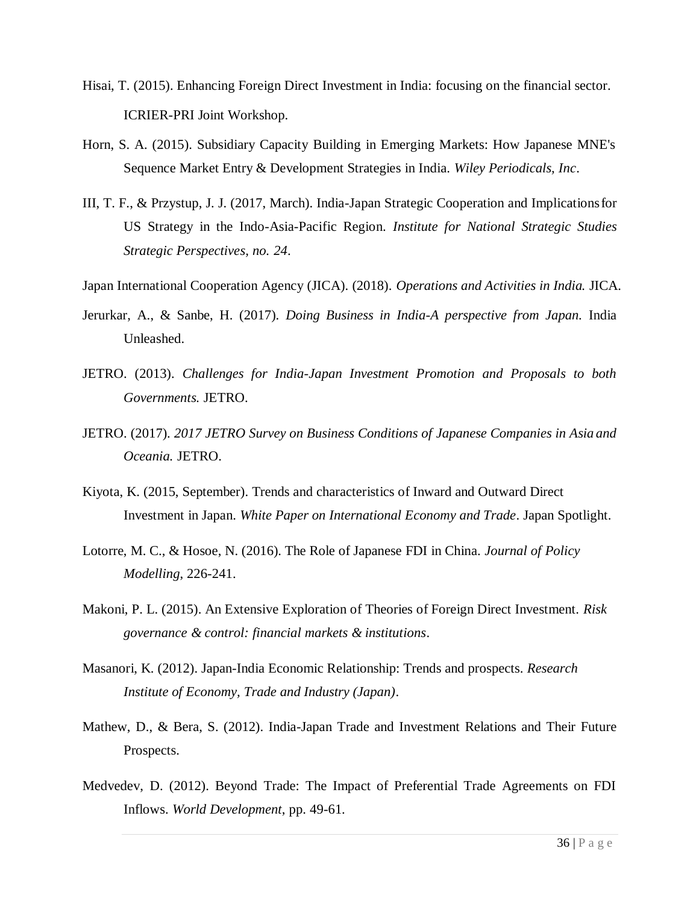Hisai, T. (2015). Enhancing Foreign Direct Investment in India: focusing on the financial sector. ICRIER-PRI Joint Workshop.

Horn, S. A. (2015). Subsidiary Capacity Building in Emerging Markets: How Japanese MNE's Sequence Market Entry & Development Strategies in India. *Wiley Periodicals, Inc*.

III, T. F., & Przystup, J. J. (2017, March). India-Japan Strategic Cooperation and Implications for US Strategy in the Indo-Asia-Pacific Region. *Institute for National Strategic Studies Strategic Perspectives, no. 24*.

Japan International Cooperation Agency (JICA). (2018). *Operations and Activities in India.* JICA.

Jerurkar, A., & Sanbe, H. (2017). *Doing Business in India-A perspective from Japan.* India Unleashed.

JETRO. (2013). *Challenges for India-Japan Investment Promotion and Proposals to both Governments.* JETRO.

JETRO. (2017). *2017 JETRO Survey on Business Conditions of Japanese Companies in Asia and Oceania.* JETRO.

Kiyota, K. (2015, September). Trends and characteristics of Inward and Outward Direct Investment in Japan. *White Paper on International Economy and Trade*. Japan Spotlight.

Lotorre, M. C., & Hosoe, N. (2016). The Role of Japanese FDI in China. *Journal of Policy Modelling*, 226-241.

Makoni, P. L. (2015). An Extensive Exploration of Theories of Foreign Direct Investment. *Risk governance & control: financial markets & institutions*.

Masanori, K. (2012). Japan-India Economic Relationship: Trends and prospects. *Research Institute of Economy, Trade and Industry (Japan)*.

Mathew, D., & Bera, S. (2012). India-Japan Trade and Investment Relations and Their Future Prospects.

Medvedev, D. (2012). Beyond Trade: The Impact of Preferential Trade Agreements on FDI Inflows. *World Development*, pp. 49-61.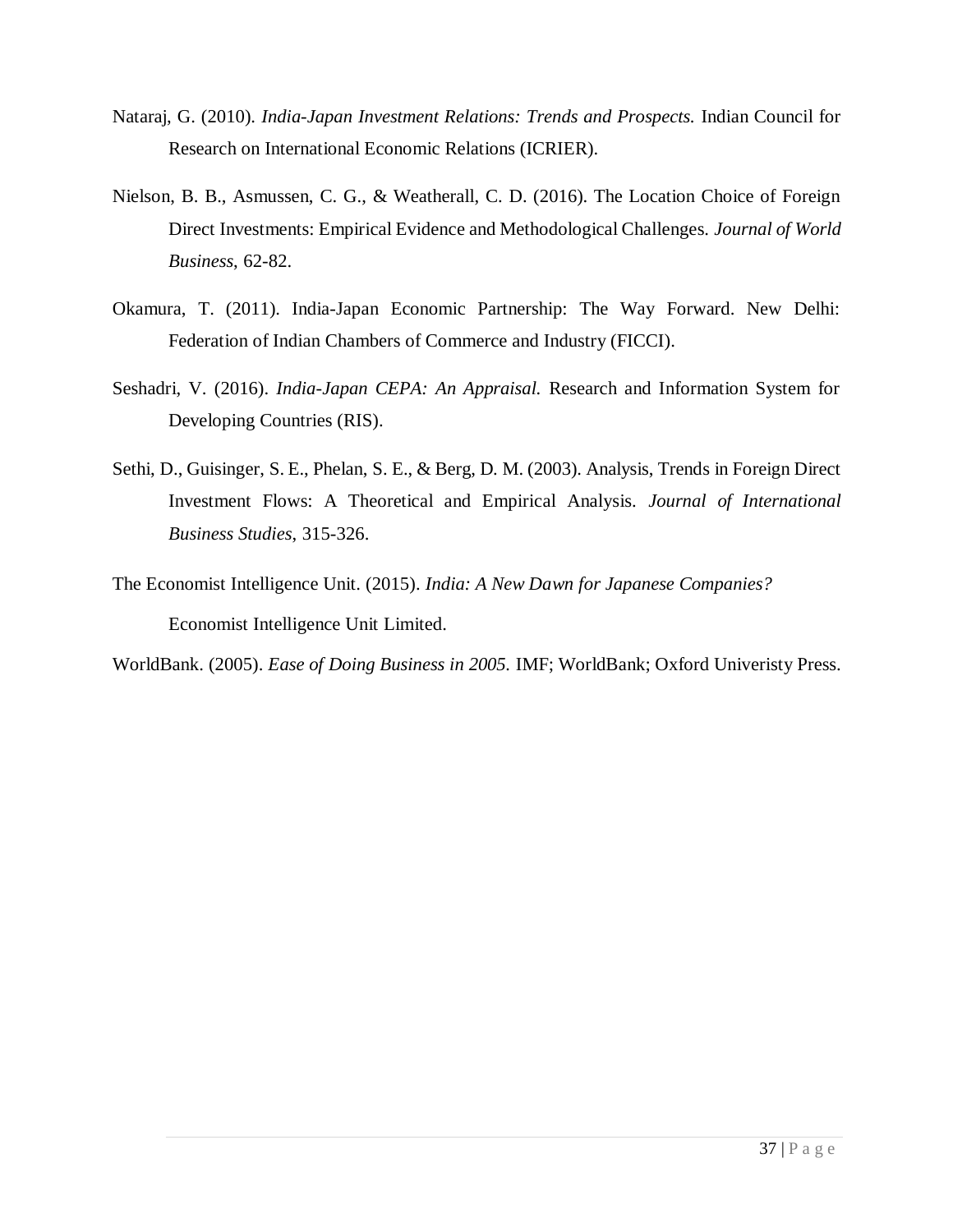Nataraj, G. (2010). *India-Japan Investment Relations: Trends and Prospects.* Indian Council for Research on International Economic Relations (ICRIER).

Nielson, B. B., Asmussen, C. G., & Weatherall, C. D. (2016). The Location Choice of Foreign Direct Investments: Empirical Evidence and Methodological Challenges. *Journal of World Business*, 62-82.

Okamura, T. (2011). India-Japan Economic Partnership: The Way Forward. New Delhi: Federation of Indian Chambers of Commerce and Industry (FICCI).

Seshadri, V. (2016). *India-Japan CEPA: An Appraisal.* Research and Information System for Developing Countries (RIS).

Sethi, D., Guisinger, S. E., Phelan, S. E., & Berg, D. M. (2003). Analysis, Trends in Foreign Direct Investment Flows: A Theoretical and Empirical Analysis. *Journal of International Business Studies*, 315-326.

The Economist Intelligence Unit. (2015). *India: A New Dawn for Japanese Companies?* Economist Intelligence Unit Limited.

WorldBank. (2005). *Ease of Doing Business in 2005.* IMF; WorldBank; Oxford Univeristy Press.